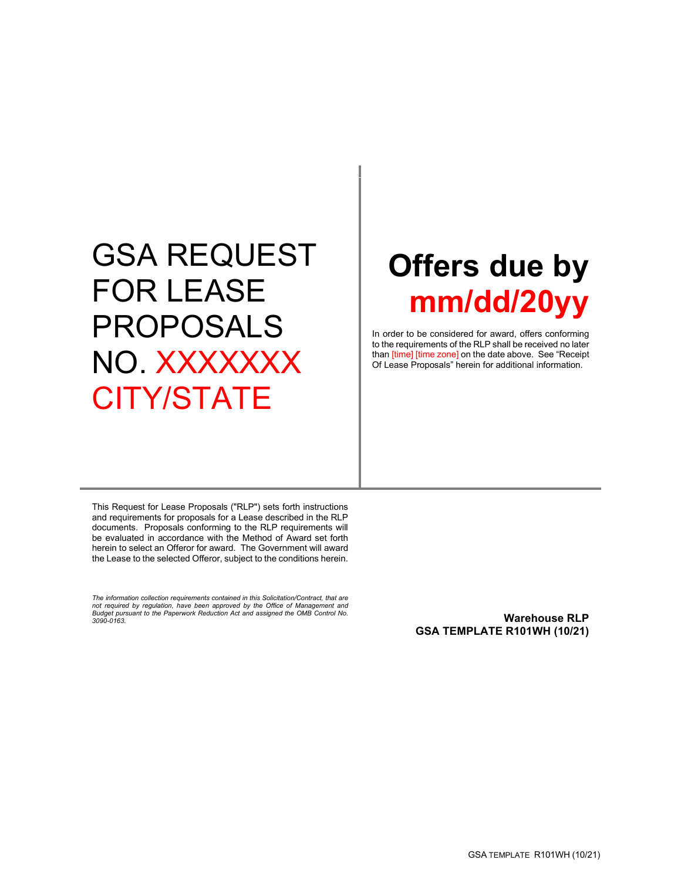# GSA REQUEST FOR LEASE PROPOSALS NO. XXXXXXX CITY/STATE

# Offers due by mm/dd/20yy

In order to be considered for award, offers conforming to the requirements of the RLP shall be received no later than [time] [time zone] on the date above. See "Receipt Of Lease Proposals" herein for additional information.

This Request for Lease Proposals ("RLP") sets forth instructions and requirements for proposals for a Lease described in the RLP documents. Proposals conforming to the RLP requirements will be evaluated in accordance with the Method of Award set forth herein to select an Offeror for award. The Government will award the Lease to the selected Offeror, subject to the conditions herein.

*The information collection requirements contained in this Solicitation/Contract, that are not required by regulation, have been approved by the Office of Management and Budget pursuant to the Paperwork Reduction Act and assigned the OMB Control No. 3090-0163.*

**Warehouse RLP**
**GSA TEMPLATE R101WH (10/21)**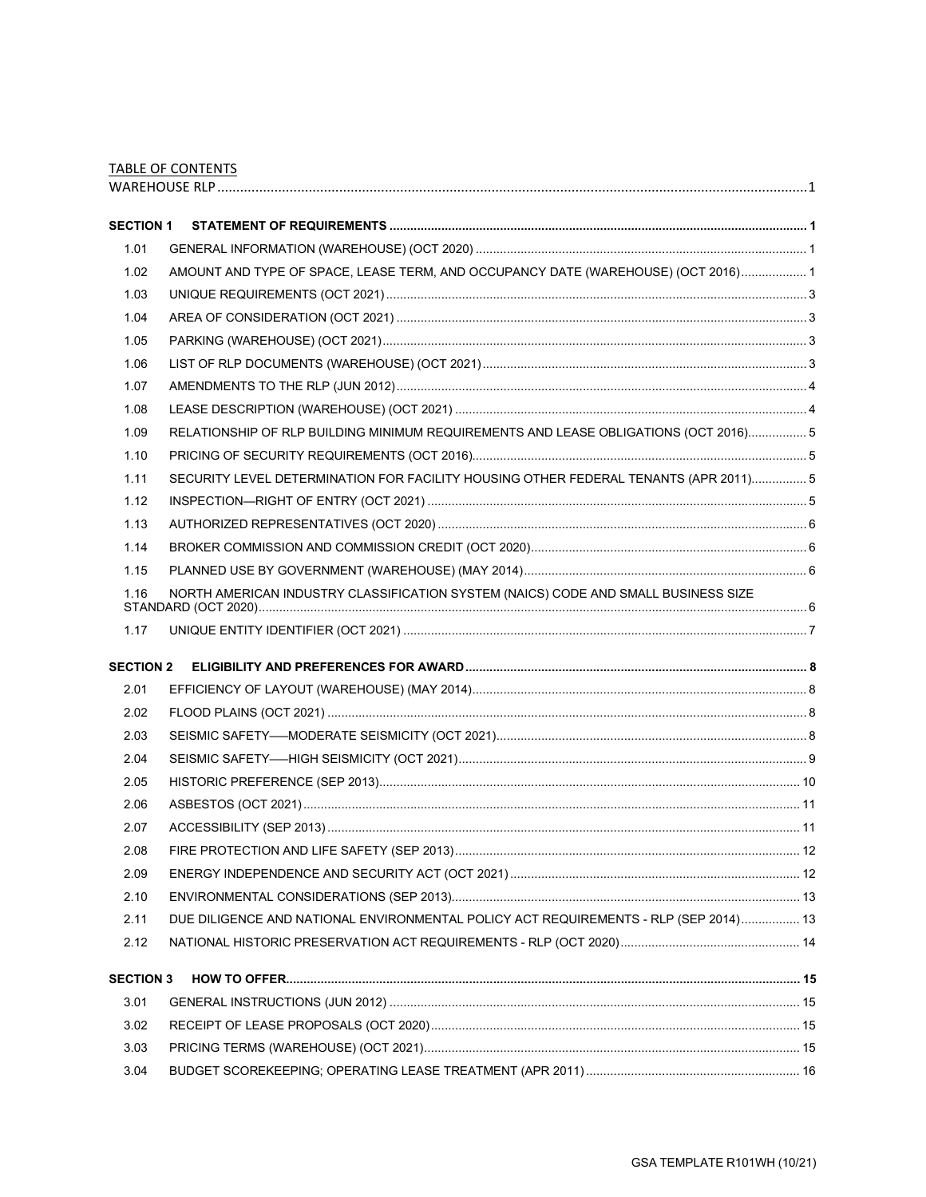TABLE OF CONTENTS

WARHOUSE RLP ... 1

| | | |
|---|---|---|
| **SECTION 1** | **STATEMENT OF REQUIREMENTS** | **1** |
| 1.01 | GENERAL INFORMATION (WAREHOUSE) (OCT 2020) | 1 |
| 1.02 | AMOUNT AND TYPE OF SPACE, LEASE TERM, AND OCCUPANCY DATE (WAREHOUSE) (OCT 2016) | 1 |
| 1.03 | UNIQUE REQUIREMENTS (OCT 2021) | 3 |
| 1.04 | AREA OF CONSIDERATION (OCT 2021) | 3 |
| 1.05 | PARKING (WAREHOUSE) (OCT 2021) | 3 |
| 1.06 | LIST OF RLP DOCUMENTS (WAREHOUSE) (OCT 2021) | 3 |
| 1.07 | AMENDMENTS TO THE RLP (JUN 2012) | 4 |
| 1.08 | LEASE DESCRIPTION (WAREHOUSE) (OCT 2021) | 4 |
| 1.09 | RELATIONSHIP OF RLP BUILDING MINIMUM REQUIREMENTS AND LEASE OBLIGATIONS (OCT 2016) | 5 |
| 1.10 | PRICING OF SECURITY REQUIREMENTS (OCT 2016) | 5 |
| 1.11 | SECURITY LEVEL DETERMINATION FOR FACILITY HOUSING OTHER FEDERAL TENANTS (APR 2011) | 5 |
| 1.12 | INSPECTION—RIGHT OF ENTRY (OCT 2021) | 5 |
| 1.13 | AUTHORIZED REPRESENTATIVES (OCT 2020) | 6 |
| 1.14 | BROKER COMMISSION AND COMMISSION CREDIT (OCT 2020) | 6 |
| 1.15 | PLANNED USE BY GOVERNMENT (WAREHOUSE) (MAY 2014) | 6 |
| 1.16 | NORTH AMERICAN INDUSTRY CLASSIFICATION SYSTEM (NAICS) CODE AND SMALL BUSINESS SIZE STANDARD (OCT 2020) | 6 |
| 1.17 | UNIQUE ENTITY IDENTIFIER (OCT 2021) | 7 |
| **SECTION 2** | **ELIGIBILITY AND PREFERENCES FOR AWARD** | **8** |
| 2.01 | EFFICIENCY OF LAYOUT (WAREHOUSE) (MAY 2014) | 8 |
| 2.02 | FLOOD PLAINS (OCT 2021) | 8 |
| 2.03 | SEISMIC SAFETY—MODERATE SEISMICITY (OCT 2021) | 8 |
| 2.04 | SEISMIC SAFETY—HIGH SEISMICITY (OCT 2021) | 9 |
| 2.05 | HISTORIC PREFERENCE (SEP 2013) | 10 |
| 2.06 | ASBESTOS (OCT 2021) | 11 |
| 2.07 | ACCESSIBILITY (SEP 2013) | 11 |
| 2.08 | FIRE PROTECTION AND LIFE SAFETY (SEP 2013) | 12 |
| 2.09 | ENERGY INDEPENDENCE AND SECURITY ACT (OCT 2021) | 12 |
| 2.10 | ENVIRONMENTAL CONSIDERATIONS (SEP 2013) | 13 |
| 2.11 | DUE DILIGENCE AND NATIONAL ENVIRONMENTAL POLICY ACT REQUIREMENTS - RLP (SEP 2014) | 13 |
| 2.12 | NATIONAL HISTORIC PRESERVATION ACT REQUIREMENTS - RLP (OCT 2020) | 14 |
| **SECTION 3** | **HOW TO OFFER** | **15** |
| 3.01 | GENERAL INSTRUCTIONS (JUN 2012) | 15 |
| 3.02 | RECEIPT OF LEASE PROPOSALS (OCT 2020) | 15 |
| 3.03 | PRICING TERMS (WAREHOUSE) (OCT 2021) | 15 |
| 3.04 | BUDGET SCOREKEEPING; OPERATING LEASE TREATMENT (APR 2011) | 16 |

GSA TEMPLATE R101WH (10/21)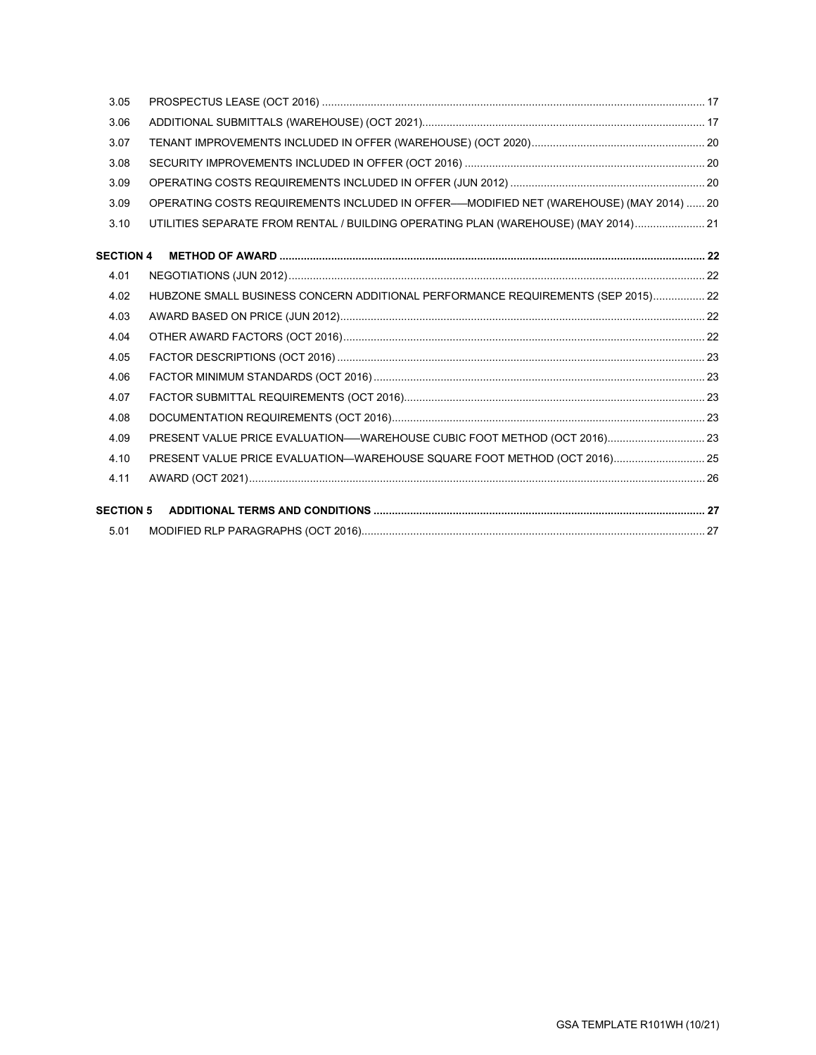| | | |
|---|---|---|
| 3.05 | PROSPECTUS LEASE (OCT 2016) | 17 |
| 3.06 | ADDITIONAL SUBMITTALS (WAREHOUSE) (OCT 2021) | 17 |
| 3.07 | TENANT IMPROVEMENTS INCLUDED IN OFFER (WAREHOUSE) (OCT 2020) | 20 |
| 3.08 | SECURITY IMPROVEMENTS INCLUDED IN OFFER (OCT 2016) | 20 |
| 3.09 | OPERATING COSTS REQUIREMENTS INCLUDED IN OFFER (JUN 2012) | 20 |
| 3.09 | OPERATING COSTS REQUIREMENTS INCLUDED IN OFFER—MODIFIED NET (WAREHOUSE) (MAY 2014) | 20 |
| 3.10 | UTILITIES SEPARATE FROM RENTAL / BUILDING OPERATING PLAN (WAREHOUSE) (MAY 2014) | 21 |
| **SECTION 4** | **METHOD OF AWARD** | **22** |
| 4.01 | NEGOTIATIONS (JUN 2012) | 22 |
| 4.02 | HUBZONE SMALL BUSINESS CONCERN ADDITIONAL PERFORMANCE REQUIREMENTS (SEP 2015) | 22 |
| 4.03 | AWARD BASED ON PRICE (JUN 2012) | 22 |
| 4.04 | OTHER AWARD FACTORS (OCT 2016) | 22 |
| 4.05 | FACTOR DESCRIPTIONS (OCT 2016) | 23 |
| 4.06 | FACTOR MINIMUM STANDARDS (OCT 2016) | 23 |
| 4.07 | FACTOR SUBMITTAL REQUIREMENTS (OCT 2016) | 23 |
| 4.08 | DOCUMENTATION REQUIREMENTS (OCT 2016) | 23 |
| 4.09 | PRESENT VALUE PRICE EVALUATION—WAREHOUSE CUBIC FOOT METHOD (OCT 2016) | 23 |
| 4.10 | PRESENT VALUE PRICE EVALUATION—WAREHOUSE SQUARE FOOT METHOD (OCT 2016) | 25 |
| 4.11 | AWARD (OCT 2021) | 26 |
| **SECTION 5** | **ADDITIONAL TERMS AND CONDITIONS** | **27** |
| 5.01 | MODIFIED RLP PARAGRAPHS (OCT 2016) | 27 |

GSA TEMPLATE R101WH (10/21)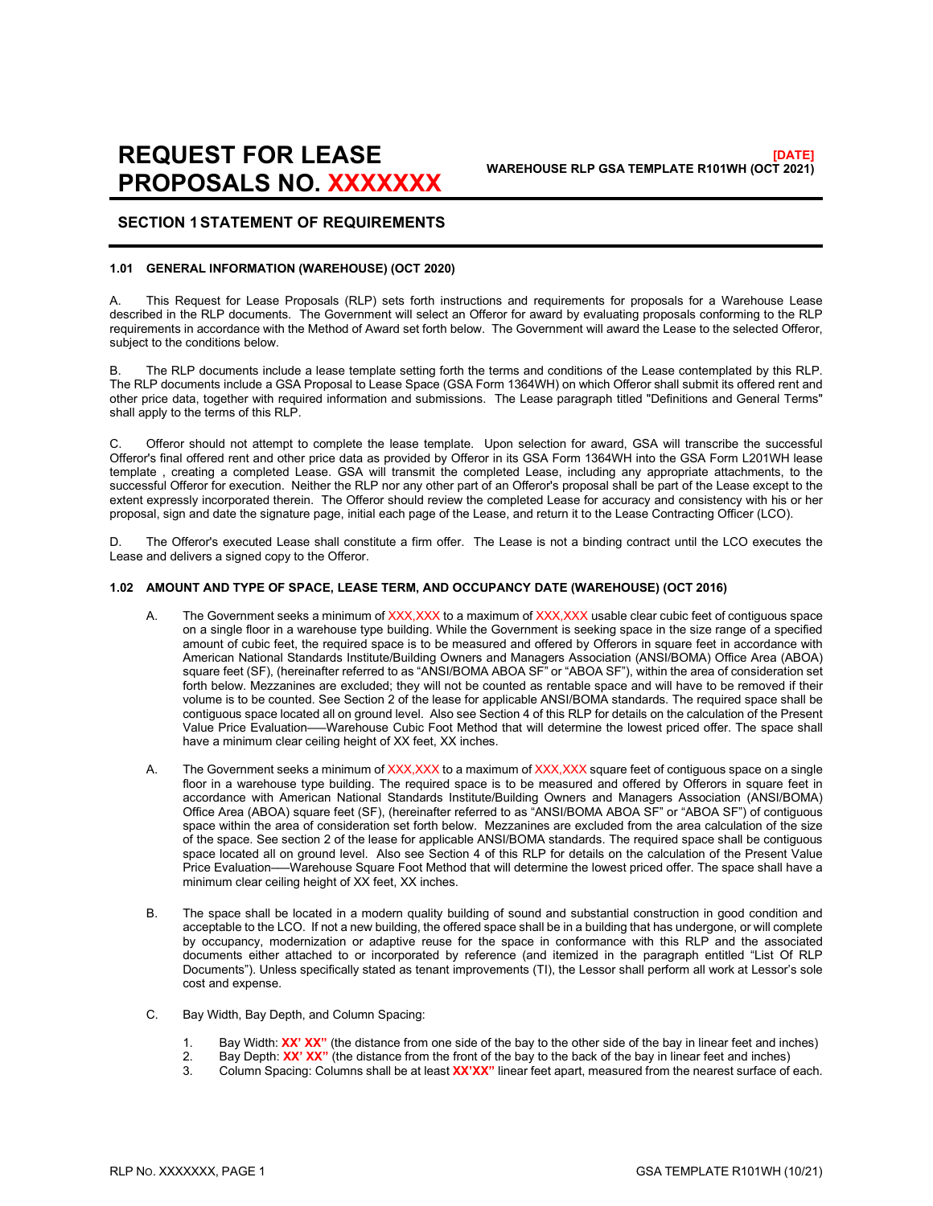# REQUEST FOR LEASE PROPOSALS NO. XXXXXXX

**[DATE]**
**WAREHOUSE RLP GSA TEMPLATE R101WH (OCT 2021)**

## SECTION 1 STATEMENT OF REQUIREMENTS

### 1.01 GENERAL INFORMATION (WAREHOUSE) (OCT 2020)

A. This Request for Lease Proposals (RLP) sets forth instructions and requirements for proposals for a Warehouse Lease described in the RLP documents. The Government will select an Offeror for award by evaluating proposals conforming to the RLP requirements in accordance with the Method of Award set forth below. The Government will award the Lease to the selected Offeror, subject to the conditions below.

B. The RLP documents include a lease template setting forth the terms and conditions of the Lease contemplated by this RLP. The RLP documents include a GSA Proposal to Lease Space (GSA Form 1364WH) on which Offeror shall submit its offered rent and other price data, together with required information and submissions. The Lease paragraph titled "Definitions and General Terms" shall apply to the terms of this RLP.

C. Offeror should not attempt to complete the lease template. Upon selection for award, GSA will transcribe the successful Offeror's final offered rent and other price data as provided by Offeror in its GSA Form 1364WH into the GSA Form L201WH lease template , creating a completed Lease. GSA will transmit the completed Lease, including any appropriate attachments, to the successful Offeror for execution. Neither the RLP nor any other part of an Offeror's proposal shall be part of the Lease except to the extent expressly incorporated therein. The Offeror should review the completed Lease for accuracy and consistency with his or her proposal, sign and date the signature page, initial each page of the Lease, and return it to the Lease Contracting Officer (LCO).

D. The Offeror's executed Lease shall constitute a firm offer. The Lease is not a binding contract until the LCO executes the Lease and delivers a signed copy to the Offeror.

### 1.02 AMOUNT AND TYPE OF SPACE, LEASE TERM, AND OCCUPANCY DATE (WAREHOUSE) (OCT 2016)

A. The Government seeks a minimum of XXX,XXX to a maximum of XXX,XXX usable clear cubic feet of contiguous space on a single floor in a warehouse type building. While the Government is seeking space in the size range of a specified amount of cubic feet, the required space is to be measured and offered by Offerors in square feet in accordance with American National Standards Institute/Building Owners and Managers Association (ANSI/BOMA) Office Area (ABOA) square feet (SF), (hereinafter referred to as "ANSI/BOMA ABOA SF" or "ABOA SF"), within the area of consideration set forth below. Mezzanines are excluded; they will not be counted as rentable space and will have to be removed if their volume is to be counted. See Section 2 of the lease for applicable ANSI/BOMA standards. The required space shall be contiguous space located all on ground level. Also see Section 4 of this RLP for details on the calculation of the Present Value Price Evaluation—–Warehouse Cubic Foot Method that will determine the lowest priced offer. The space shall have a minimum clear ceiling height of XX feet, XX inches.

A. The Government seeks a minimum of XXX,XXX to a maximum of XXX,XXX square feet of contiguous space on a single floor in a warehouse type building. The required space is to be measured and offered by Offerors in square feet in accordance with American National Standards Institute/Building Owners and Managers Association (ANSI/BOMA) Office Area (ABOA) square feet (SF), (hereinafter referred to as "ANSI/BOMA ABOA SF" or "ABOA SF") of contiguous space within the area of consideration set forth below. Mezzanines are excluded from the area calculation of the size of the space. See section 2 of the lease for applicable ANSI/BOMA standards. The required space shall be contiguous space located all on ground level. Also see Section 4 of this RLP for details on the calculation of the Present Value Price Evaluation—–Warehouse Square Foot Method that will determine the lowest priced offer. The space shall have a minimum clear ceiling height of XX feet, XX inches.

B. The space shall be located in a modern quality building of sound and substantial construction in good condition and acceptable to the LCO. If not a new building, the offered space shall be in a building that has undergone, or will complete by occupancy, modernization or adaptive reuse for the space in conformance with this RLP and the associated documents either attached to or incorporated by reference (and itemized in the paragraph entitled "List Of RLP Documents"). Unless specifically stated as tenant improvements (TI), the Lessor shall perform all work at Lessor's sole cost and expense.

C. Bay Width, Bay Depth, and Column Spacing:

1. Bay Width: **XX' XX"** (the distance from one side of the bay to the other side of the bay in linear feet and inches)
2. Bay Depth: **XX' XX"** (the distance from the front of the bay to the back of the bay in linear feet and inches)
3. Column Spacing: Columns shall be at least **XX'XX"** linear feet apart, measured from the nearest surface of each.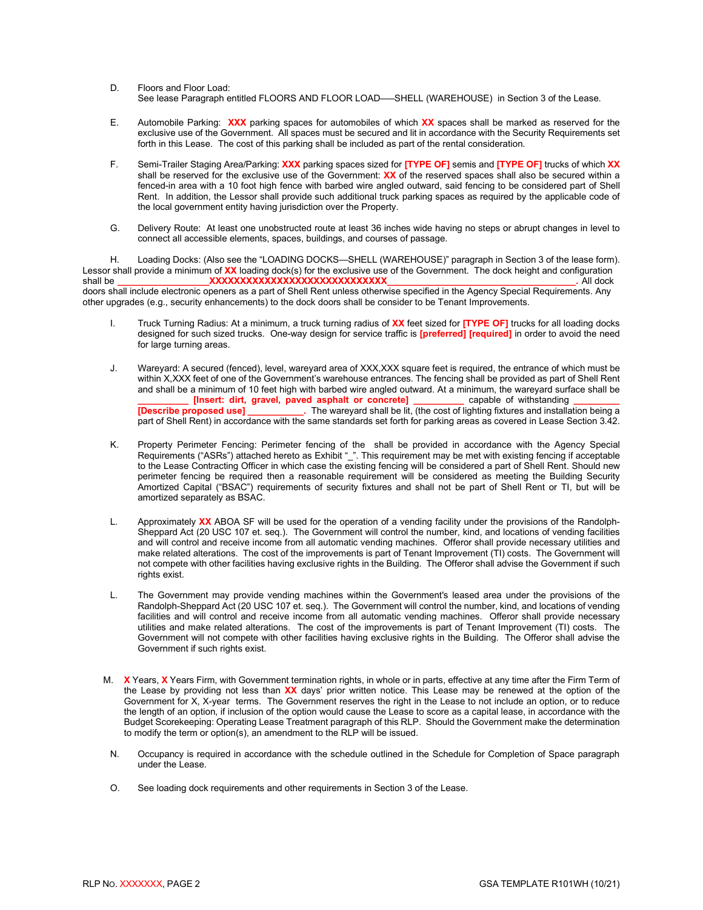D. Floors and Floor Load:
See lease Paragraph entitled FLOORS AND FLOOR LOAD—–SHELL (WAREHOUSE) in Section 3 of the Lease.

E. Automobile Parking: **XXX** parking spaces for automobiles of which **XX** spaces shall be marked as reserved for the exclusive use of the Government. All spaces must be secured and lit in accordance with the Security Requirements set forth in this Lease. The cost of this parking shall be included as part of the rental consideration.

F. Semi-Trailer Staging Area/Parking: **XXX** parking spaces sized for **[TYPE OF]** semis and **[TYPE OF]** trucks of which **XX** shall be reserved for the exclusive use of the Government: **XX** of the reserved spaces shall also be secured within a fenced-in area with a 10 foot high fence with barbed wire angled outward, said fencing to be considered part of Shell Rent. In addition, the Lessor shall provide such additional truck parking spaces as required by the applicable code of the local government entity having jurisdiction over the Property.

G. Delivery Route: At least one unobstructed route at least 36 inches wide having no steps or abrupt changes in level to connect all accessible elements, spaces, buildings, and courses of passage.

H. Loading Docks: (Also see the "LOADING DOCKS—SHELL (WAREHOUSE)" paragraph in Section 3 of the lease form). Lessor shall provide a minimum of **XX** loading dock(s) for the exclusive use of the Government. The dock height and configuration shall be ________________**XXXXXXXXXXXXXXXXXXXXXXXXXXXXX**________________________________. All dock doors shall include electronic openers as a part of Shell Rent unless otherwise specified in the Agency Special Requirements. Any other upgrades (e.g., security enhancements) to the dock doors shall be consider to be Tenant Improvements.

I. Truck Turning Radius: At a minimum, a truck turning radius of **XX** feet sized for **[TYPE OF]** trucks for all loading docks designed for such sized trucks. One-way design for service traffic is **[preferred] [required]** in order to avoid the need for large turning areas.

J. Wareyard: A secured (fenced), level, wareyard area of XXX,XXX square feet is required, the entrance of which must be within X,XXX feet of one of the Government's warehouse entrances. The fencing shall be provided as part of Shell Rent and shall be a minimum of 10 feet high with barbed wire angled outward. At a minimum, the wareyard surface shall be __________ **[Insert: dirt, gravel, paved asphalt or concrete]** __________ capable of withstanding _________ **[Describe proposed use]** ___________. The wareyard shall be lit, (the cost of lighting fixtures and installation being a part of Shell Rent) in accordance with the same standards set forth for parking areas as covered in Lease Section 3.42.

K. Property Perimeter Fencing: Perimeter fencing of the shall be provided in accordance with the Agency Special Requirements ("ASRs") attached hereto as Exhibit "_". This requirement may be met with existing fencing if acceptable to the Lease Contracting Officer in which case the existing fencing will be considered a part of Shell Rent. Should new perimeter fencing be required then a reasonable requirement will be considered as meeting the Building Security Amortized Capital ("BSAC") requirements of security fixtures and shall not be part of Shell Rent or TI, but will be amortized separately as BSAC.

L. Approximately **XX** ABOA SF will be used for the operation of a vending facility under the provisions of the Randolph-Sheppard Act (20 USC 107 et. seq.). The Government will control the number, kind, and locations of vending facilities and will control and receive income from all automatic vending machines. Offeror shall provide necessary utilities and make related alterations. The cost of the improvements is part of Tenant Improvement (TI) costs. The Government will not compete with other facilities having exclusive rights in the Building. The Offeror shall advise the Government if such rights exist.

L. The Government may provide vending machines within the Government's leased area under the provisions of the Randolph-Sheppard Act (20 USC 107 et. seq.). The Government will control the number, kind, and locations of vending facilities and will control and receive income from all automatic vending machines. Offeror shall provide necessary utilities and make related alterations. The cost of the improvements is part of Tenant Improvement (TI) costs. The Government will not compete with other facilities having exclusive rights in the Building. The Offeror shall advise the Government if such rights exist.

M. **X** Years, **X** Years Firm, with Government termination rights, in whole or in parts, effective at any time after the Firm Term of the Lease by providing not less than **XX** days' prior written notice. This Lease may be renewed at the option of the Government for X, X-year terms. The Government reserves the right in the Lease to not include an option, or to reduce the length of an option, if inclusion of the option would cause the Lease to score as a capital lease, in accordance with the Budget Scorekeeping: Operating Lease Treatment paragraph of this RLP. Should the Government make the determination to modify the term or option(s), an amendment to the RLP will be issued.

N. Occupancy is required in accordance with the schedule outlined in the Schedule for Completion of Space paragraph under the Lease.

O. See loading dock requirements and other requirements in Section 3 of the Lease.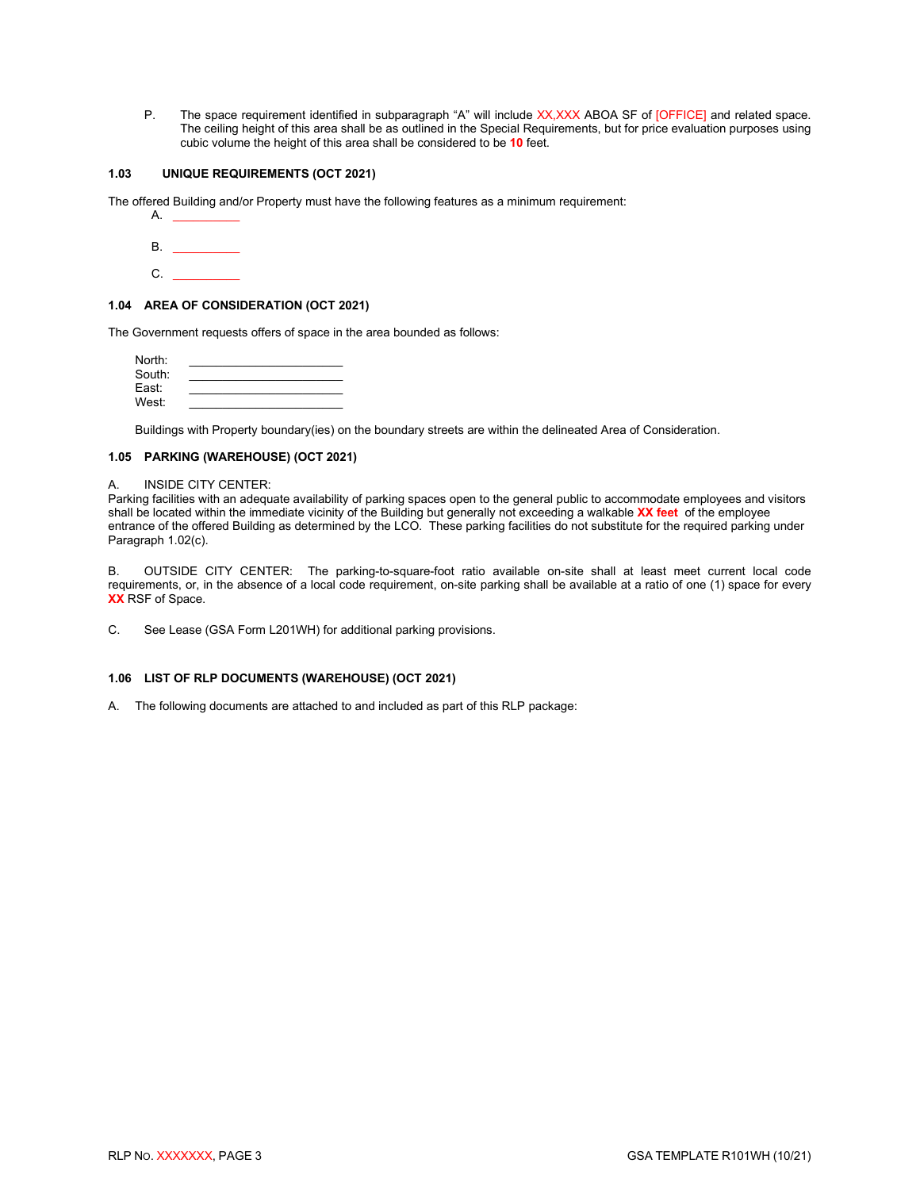P. The space requirement identified in subparagraph "A" will include XX,XXX ABOA SF of [OFFICE] and related space. The ceiling height of this area shall be as outlined in the Special Requirements, but for price evaluation purposes using cubic volume the height of this area shall be considered to be **10** feet.

### 1.03 UNIQUE REQUIREMENTS (OCT 2021)

The offered Building and/or Property must have the following features as a minimum requirement:

A. __________

B. __________

C. __________

### 1.04 AREA OF CONSIDERATION (OCT 2021)

The Government requests offers of space in the area bounded as follows:

North: ______________________
South: ______________________
East: ______________________
West: ______________________

Buildings with Property boundary(ies) on the boundary streets are within the delineated Area of Consideration.

### 1.05 PARKING (WAREHOUSE) (OCT 2021)

A. INSIDE CITY CENTER:
Parking facilities with an adequate availability of parking spaces open to the general public to accommodate employees and visitors shall be located within the immediate vicinity of the Building but generally not exceeding a walkable **XX feet** of the employee entrance of the offered Building as determined by the LCO. These parking facilities do not substitute for the required parking under Paragraph 1.02(c).

B. OUTSIDE CITY CENTER: The parking-to-square-foot ratio available on-site shall at least meet current local code requirements, or, in the absence of a local code requirement, on-site parking shall be available at a ratio of one (1) space for every **XX** RSF of Space.

C. See Lease (GSA Form L201WH) for additional parking provisions.

### 1.06 LIST OF RLP DOCUMENTS (WAREHOUSE) (OCT 2021)

A. The following documents are attached to and included as part of this RLP package: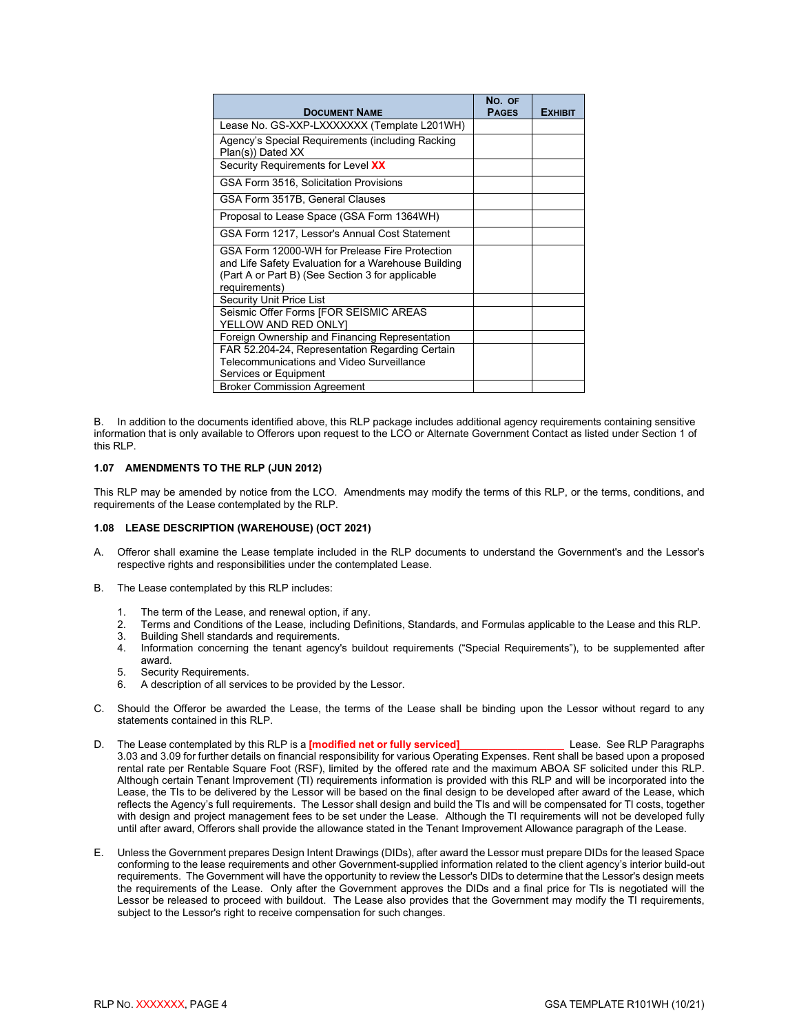| **Document Name** | **No. of Pages** | **Exhibit** |
|---|---|---|
| Lease No. GS-XXP-LXXXXXXX (Template L201WH) | | |
| Agency's Special Requirements (including Racking Plan(s)) Dated XX | | |
| Security Requirements for Level **XX** | | |
| GSA Form 3516, Solicitation Provisions | | |
| GSA Form 3517B, General Clauses | | |
| Proposal to Lease Space (GSA Form 1364WH) | | |
| GSA Form 1217, Lessor's Annual Cost Statement | | |
| GSA Form 12000-WH for Prelease Fire Protection and Life Safety Evaluation for a Warehouse Building (Part A or Part B) (See Section 3 for applicable requirements) | | |
| Security Unit Price List | | |
| Seismic Offer Forms [FOR SEISMIC AREAS YELLOW AND RED ONLY] | | |
| Foreign Ownership and Financing Representation | | |
| FAR 52.204-24, Representation Regarding Certain Telecommunications and Video Surveillance Services or Equipment | | |
| Broker Commission Agreement | | |

B. In addition to the documents identified above, this RLP package includes additional agency requirements containing sensitive information that is only available to Offerors upon request to the LCO or Alternate Government Contact as listed under Section 1 of this RLP.

**1.07 AMENDMENTS TO THE RLP (JUN 2012)**

This RLP may be amended by notice from the LCO. Amendments may modify the terms of this RLP, or the terms, conditions, and requirements of the Lease contemplated by the RLP.

**1.08 LEASE DESCRIPTION (WAREHOUSE) (OCT 2021)**

A. Offeror shall examine the Lease template included in the RLP documents to understand the Government's and the Lessor's respective rights and responsibilities under the contemplated Lease.

B. The Lease contemplated by this RLP includes:

1. The term of the Lease, and renewal option, if any.
2. Terms and Conditions of the Lease, including Definitions, Standards, and Formulas applicable to the Lease and this RLP.
3. Building Shell standards and requirements.
4. Information concerning the tenant agency's buildout requirements ("Special Requirements"), to be supplemented after award.
5. Security Requirements.
6. A description of all services to be provided by the Lessor.

C. Should the Offeror be awarded the Lease, the terms of the Lease shall be binding upon the Lessor without regard to any statements contained in this RLP.

D. The Lease contemplated by this RLP is a **[modified net or fully serviced]**\_\_\_\_\_\_\_\_\_\_\_\_\_\_\_\_\_\_ Lease. See RLP Paragraphs 3.03 and 3.09 for further details on financial responsibility for various Operating Expenses. Rent shall be based upon a proposed rental rate per Rentable Square Foot (RSF), limited by the offered rate and the maximum ABOA SF solicited under this RLP. Although certain Tenant Improvement (TI) requirements information is provided with this RLP and will be incorporated into the Lease, the TIs to be delivered by the Lessor will be based on the final design to be developed after award of the Lease, which reflects the Agency's full requirements. The Lessor shall design and build the TIs and will be compensated for TI costs, together with design and project management fees to be set under the Lease. Although the TI requirements will not be developed fully until after award, Offerors shall provide the allowance stated in the Tenant Improvement Allowance paragraph of the Lease.

E. Unless the Government prepares Design Intent Drawings (DIDs), after award the Lessor must prepare DIDs for the leased Space conforming to the lease requirements and other Government-supplied information related to the client agency's interior build-out requirements. The Government will have the opportunity to review the Lessor's DIDs to determine that the Lessor's design meets the requirements of the Lease. Only after the Government approves the DIDs and a final price for TIs is negotiated will the Lessor be released to proceed with buildout. The Lease also provides that the Government may modify the TI requirements, subject to the Lessor's right to receive compensation for such changes.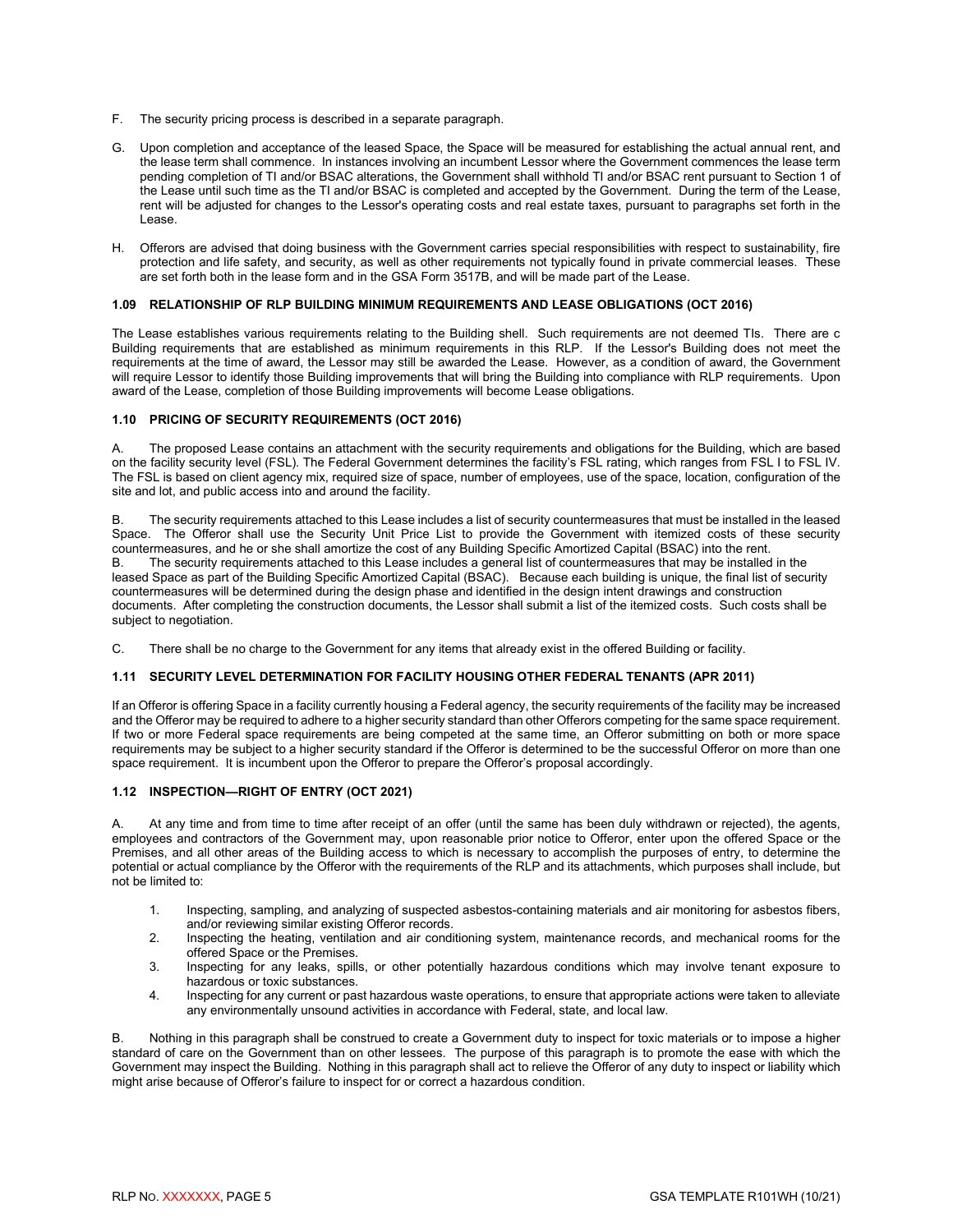F. The security pricing process is described in a separate paragraph.

G. Upon completion and acceptance of the leased Space, the Space will be measured for establishing the actual annual rent, and the lease term shall commence. In instances involving an incumbent Lessor where the Government commences the lease term pending completion of TI and/or BSAC alterations, the Government shall withhold TI and/or BSAC rent pursuant to Section 1 of the Lease until such time as the TI and/or BSAC is completed and accepted by the Government. During the term of the Lease, rent will be adjusted for changes to the Lessor's operating costs and real estate taxes, pursuant to paragraphs set forth in the Lease.

H. Offerors are advised that doing business with the Government carries special responsibilities with respect to sustainability, fire protection and life safety, and security, as well as other requirements not typically found in private commercial leases. These are set forth both in the lease form and in the GSA Form 3517B, and will be made part of the Lease.

### 1.09 RELATIONSHIP OF RLP BUILDING MINIMUM REQUIREMENTS AND LEASE OBLIGATIONS (OCT 2016)

The Lease establishes various requirements relating to the Building shell. Such requirements are not deemed TIs. There are c Building requirements that are established as minimum requirements in this RLP. If the Lessor's Building does not meet the requirements at the time of award, the Lessor may still be awarded the Lease. However, as a condition of award, the Government will require Lessor to identify those Building improvements that will bring the Building into compliance with RLP requirements. Upon award of the Lease, completion of those Building improvements will become Lease obligations.

### 1.10 PRICING OF SECURITY REQUIREMENTS (OCT 2016)

A. The proposed Lease contains an attachment with the security requirements and obligations for the Building, which are based on the facility security level (FSL). The Federal Government determines the facility's FSL rating, which ranges from FSL I to FSL IV. The FSL is based on client agency mix, required size of space, number of employees, use of the space, location, configuration of the site and lot, and public access into and around the facility.

B. The security requirements attached to this Lease includes a list of security countermeasures that must be installed in the leased Space. The Offeror shall use the Security Unit Price List to provide the Government with itemized costs of these security countermeasures, and he or she shall amortize the cost of any Building Specific Amortized Capital (BSAC) into the rent.

B. The security requirements attached to this Lease includes a general list of countermeasures that may be installed in the leased Space as part of the Building Specific Amortized Capital (BSAC). Because each building is unique, the final list of security countermeasures will be determined during the design phase and identified in the design intent drawings and construction documents. After completing the construction documents, the Lessor shall submit a list of the itemized costs. Such costs shall be subject to negotiation.

C. There shall be no charge to the Government for any items that already exist in the offered Building or facility.

### 1.11 SECURITY LEVEL DETERMINATION FOR FACILITY HOUSING OTHER FEDERAL TENANTS (APR 2011)

If an Offeror is offering Space in a facility currently housing a Federal agency, the security requirements of the facility may be increased and the Offeror may be required to adhere to a higher security standard than other Offerors competing for the same space requirement. If two or more Federal space requirements are being competed at the same time, an Offeror submitting on both or more space requirements may be subject to a higher security standard if the Offeror is determined to be the successful Offeror on more than one space requirement. It is incumbent upon the Offeror to prepare the Offeror's proposal accordingly.

### 1.12 INSPECTION—RIGHT OF ENTRY (OCT 2021)

A. At any time and from time to time after receipt of an offer (until the same has been duly withdrawn or rejected), the agents, employees and contractors of the Government may, upon reasonable prior notice to Offeror, enter upon the offered Space or the Premises, and all other areas of the Building access to which is necessary to accomplish the purposes of entry, to determine the potential or actual compliance by the Offeror with the requirements of the RLP and its attachments, which purposes shall include, but not be limited to:

1. Inspecting, sampling, and analyzing of suspected asbestos-containing materials and air monitoring for asbestos fibers, and/or reviewing similar existing Offeror records.
2. Inspecting the heating, ventilation and air conditioning system, maintenance records, and mechanical rooms for the offered Space or the Premises.
3. Inspecting for any leaks, spills, or other potentially hazardous conditions which may involve tenant exposure to hazardous or toxic substances.
4. Inspecting for any current or past hazardous waste operations, to ensure that appropriate actions were taken to alleviate any environmentally unsound activities in accordance with Federal, state, and local law.

B. Nothing in this paragraph shall be construed to create a Government duty to inspect for toxic materials or to impose a higher standard of care on the Government than on other lessees. The purpose of this paragraph is to promote the ease with which the Government may inspect the Building. Nothing in this paragraph shall act to relieve the Offeror of any duty to inspect or liability which might arise because of Offeror's failure to inspect for or correct a hazardous condition.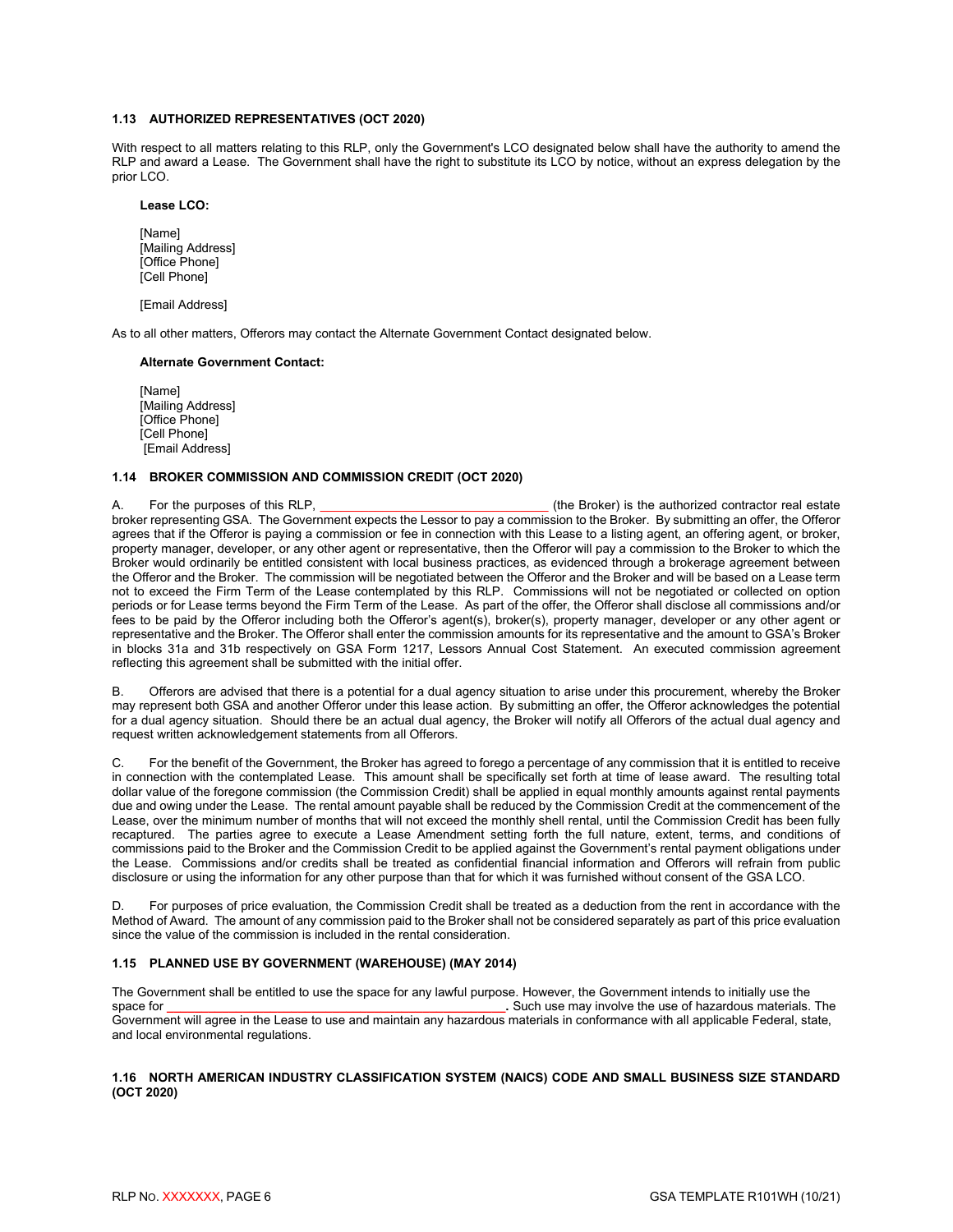### 1.13 AUTHORIZED REPRESENTATIVES (OCT 2020)

With respect to all matters relating to this RLP, only the Government's LCO designated below shall have the authority to amend the RLP and award a Lease. The Government shall have the right to substitute its LCO by notice, without an express delegation by the prior LCO.

**Lease LCO:**

[Name]
[Mailing Address]
[Office Phone]
[Cell Phone]

[Email Address]

As to all other matters, Offerors may contact the Alternate Government Contact designated below.

**Alternate Government Contact:**

[Name]
[Mailing Address]
[Office Phone]
[Cell Phone]
[Email Address]

### 1.14 BROKER COMMISSION AND COMMISSION CREDIT (OCT 2020)

A. For the purposes of this RLP, ________________________________ (the Broker) is the authorized contractor real estate broker representing GSA. The Government expects the Lessor to pay a commission to the Broker. By submitting an offer, the Offeror agrees that if the Offeror is paying a commission or fee in connection with this Lease to a listing agent, an offering agent, or broker, property manager, developer, or any other agent or representative, then the Offeror will pay a commission to the Broker to which the Broker would ordinarily be entitled consistent with local business practices, as evidenced through a brokerage agreement between the Offeror and the Broker. The commission will be negotiated between the Offeror and the Broker and will be based on a Lease term not to exceed the Firm Term of the Lease contemplated by this RLP. Commissions will not be negotiated or collected on option periods or for Lease terms beyond the Firm Term of the Lease. As part of the offer, the Offeror shall disclose all commissions and/or fees to be paid by the Offeror including both the Offeror's agent(s), broker(s), property manager, developer or any other agent or representative and the Broker. The Offeror shall enter the commission amounts for its representative and the amount to GSA's Broker in blocks 31a and 31b respectively on GSA Form 1217, Lessors Annual Cost Statement. An executed commission agreement reflecting this agreement shall be submitted with the initial offer.

B. Offerors are advised that there is a potential for a dual agency situation to arise under this procurement, whereby the Broker may represent both GSA and another Offeror under this lease action. By submitting an offer, the Offeror acknowledges the potential for a dual agency situation. Should there be an actual dual agency, the Broker will notify all Offerors of the actual dual agency and request written acknowledgement statements from all Offerors.

C. For the benefit of the Government, the Broker has agreed to forego a percentage of any commission that it is entitled to receive in connection with the contemplated Lease. This amount shall be specifically set forth at time of lease award. The resulting total dollar value of the foregone commission (the Commission Credit) shall be applied in equal monthly amounts against rental payments due and owing under the Lease. The rental amount payable shall be reduced by the Commission Credit at the commencement of the Lease, over the minimum number of months that will not exceed the monthly shell rental, until the Commission Credit has been fully recaptured. The parties agree to execute a Lease Amendment setting forth the full nature, extent, terms, and conditions of commissions paid to the Broker and the Commission Credit to be applied against the Government's rental payment obligations under the Lease. Commissions and/or credits shall be treated as confidential financial information and Offerors will refrain from public disclosure or using the information for any other purpose than that for which it was furnished without consent of the GSA LCO.

D. For purposes of price evaluation, the Commission Credit shall be treated as a deduction from the rent in accordance with the Method of Award. The amount of any commission paid to the Broker shall not be considered separately as part of this price evaluation since the value of the commission is included in the rental consideration.

### 1.15 PLANNED USE BY GOVERNMENT (WAREHOUSE) (MAY 2014)

The Government shall be entitled to use the space for any lawful purpose. However, the Government intends to initially use the space for __________________________________________________. Such use may involve the use of hazardous materials. The Government will agree in the Lease to use and maintain any hazardous materials in conformance with all applicable Federal, state, and local environmental regulations.

### 1.16 NORTH AMERICAN INDUSTRY CLASSIFICATION SYSTEM (NAICS) CODE AND SMALL BUSINESS SIZE STANDARD (OCT 2020)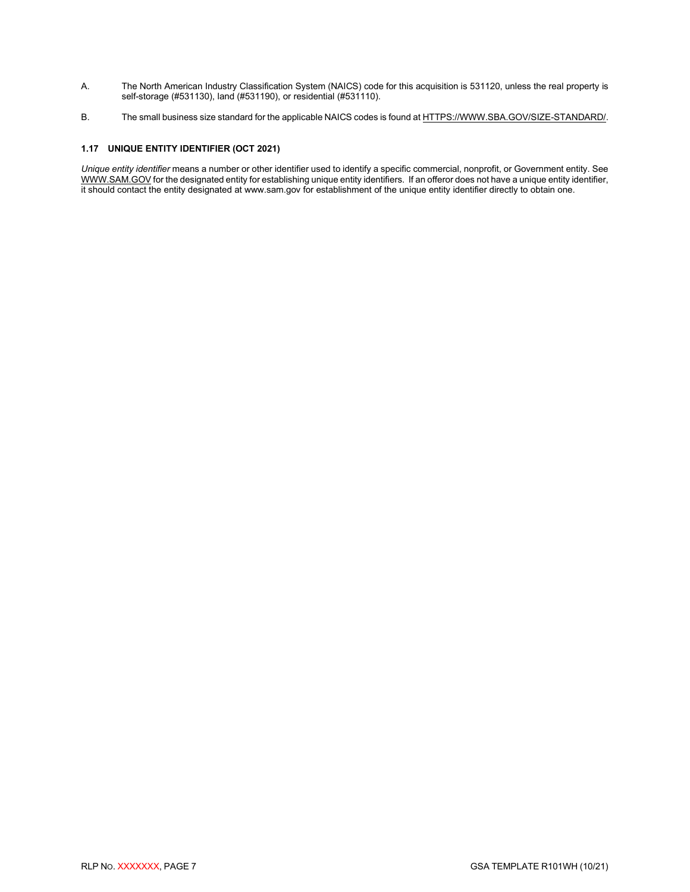A. The North American Industry Classification System (NAICS) code for this acquisition is 531120, unless the real property is self-storage (#531130), land (#531190), or residential (#531110).

B. The small business size standard for the applicable NAICS codes is found at HTTPS://WWW.SBA.GOV/SIZE-STANDARD/.

### 1.17 UNIQUE ENTITY IDENTIFIER (OCT 2021)

*Unique entity identifier* means a number or other identifier used to identify a specific commercial, nonprofit, or Government entity. See WWW.SAM.GOV for the designated entity for establishing unique entity identifiers. If an offeror does not have a unique entity identifier, it should contact the entity designated at www.sam.gov for establishment of the unique entity identifier directly to obtain one.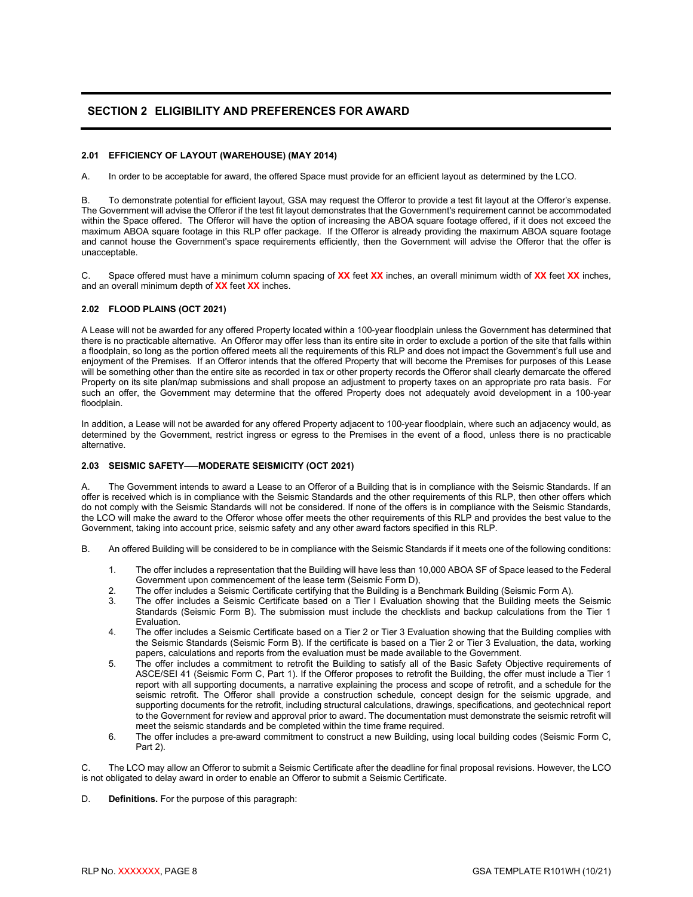## SECTION 2 ELIGIBILITY AND PREFERENCES FOR AWARD

### 2.01 EFFICIENCY OF LAYOUT (WAREHOUSE) (MAY 2014)

A. In order to be acceptable for award, the offered Space must provide for an efficient layout as determined by the LCO.

B. To demonstrate potential for efficient layout, GSA may request the Offeror to provide a test fit layout at the Offeror's expense. The Government will advise the Offeror if the test fit layout demonstrates that the Government's requirement cannot be accommodated within the Space offered. The Offeror will have the option of increasing the ABOA square footage offered, if it does not exceed the maximum ABOA square footage in this RLP offer package. If the Offeror is already providing the maximum ABOA square footage and cannot house the Government's space requirements efficiently, then the Government will advise the Offeror that the offer is unacceptable.

C. Space offered must have a minimum column spacing of **XX** feet **XX** inches, an overall minimum width of **XX** feet **XX** inches, and an overall minimum depth of **XX** feet **XX** inches.

### 2.02 FLOOD PLAINS (OCT 2021)

A Lease will not be awarded for any offered Property located within a 100-year floodplain unless the Government has determined that there is no practicable alternative. An Offeror may offer less than its entire site in order to exclude a portion of the site that falls within a floodplain, so long as the portion offered meets all the requirements of this RLP and does not impact the Government's full use and enjoyment of the Premises. If an Offeror intends that the offered Property that will become the Premises for purposes of this Lease will be something other than the entire site as recorded in tax or other property records the Offeror shall clearly demarcate the offered Property on its site plan/map submissions and shall propose an adjustment to property taxes on an appropriate pro rata basis. For such an offer, the Government may determine that the offered Property does not adequately avoid development in a 100-year floodplain.

In addition, a Lease will not be awarded for any offered Property adjacent to 100-year floodplain, where such an adjacency would, as determined by the Government, restrict ingress or egress to the Premises in the event of a flood, unless there is no practicable alternative.

### 2.03 SEISMIC SAFETY—MODERATE SEISMICITY (OCT 2021)

A. The Government intends to award a Lease to an Offeror of a Building that is in compliance with the Seismic Standards. If an offer is received which is in compliance with the Seismic Standards and the other requirements of this RLP, then other offers which do not comply with the Seismic Standards will not be considered. If none of the offers is in compliance with the Seismic Standards, the LCO will make the award to the Offeror whose offer meets the other requirements of this RLP and provides the best value to the Government, taking into account price, seismic safety and any other award factors specified in this RLP.

B. An offered Building will be considered to be in compliance with the Seismic Standards if it meets one of the following conditions:

1. The offer includes a representation that the Building will have less than 10,000 ABOA SF of Space leased to the Federal Government upon commencement of the lease term (Seismic Form D),
2. The offer includes a Seismic Certificate certifying that the Building is a Benchmark Building (Seismic Form A).
3. The offer includes a Seismic Certificate based on a Tier I Evaluation showing that the Building meets the Seismic Standards (Seismic Form B). The submission must include the checklists and backup calculations from the Tier 1 Evaluation.
4. The offer includes a Seismic Certificate based on a Tier 2 or Tier 3 Evaluation showing that the Building complies with the Seismic Standards (Seismic Form B). If the certificate is based on a Tier 2 or Tier 3 Evaluation, the data, working papers, calculations and reports from the evaluation must be made available to the Government.
5. The offer includes a commitment to retrofit the Building to satisfy all of the Basic Safety Objective requirements of ASCE/SEI 41 (Seismic Form C, Part 1). If the Offeror proposes to retrofit the Building, the offer must include a Tier 1 report with all supporting documents, a narrative explaining the process and scope of retrofit, and a schedule for the seismic retrofit. The Offeror shall provide a construction schedule, concept design for the seismic upgrade, and supporting documents for the retrofit, including structural calculations, drawings, specifications, and geotechnical report to the Government for review and approval prior to award. The documentation must demonstrate the seismic retrofit will meet the seismic standards and be completed within the time frame required.
6. The offer includes a pre-award commitment to construct a new Building, using local building codes (Seismic Form C, Part 2).

C. The LCO may allow an Offeror to submit a Seismic Certificate after the deadline for final proposal revisions. However, the LCO is not obligated to delay award in order to enable an Offeror to submit a Seismic Certificate.

D. **Definitions.** For the purpose of this paragraph: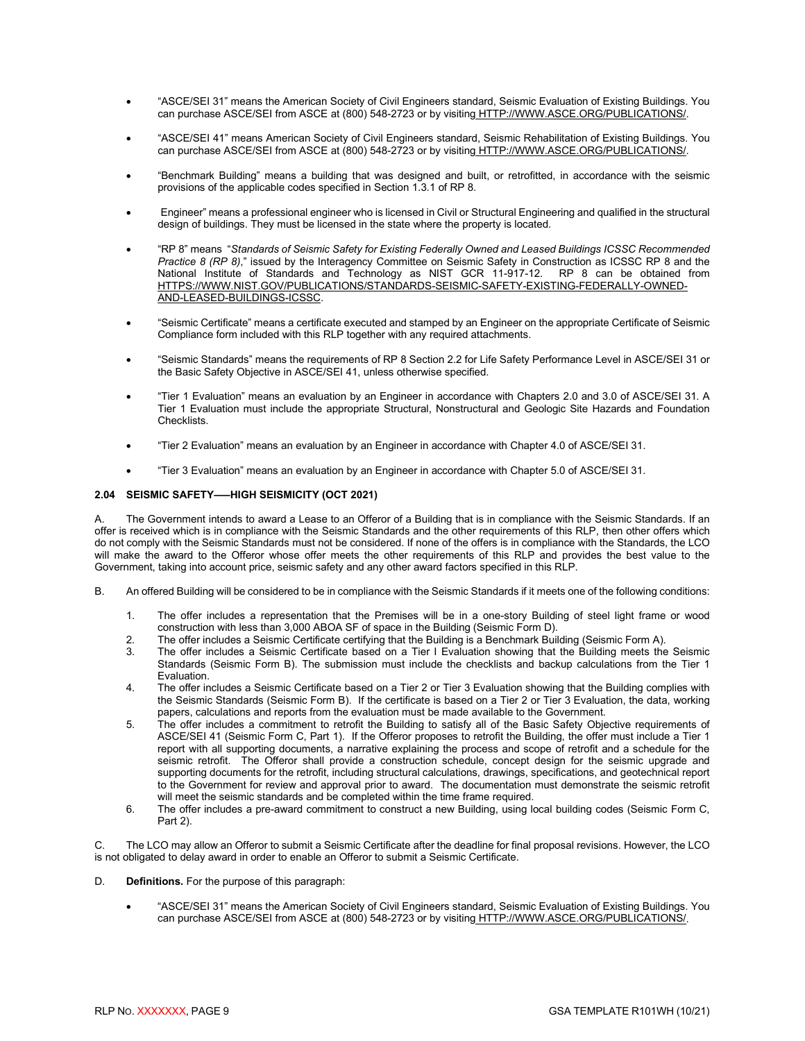- "ASCE/SEI 31" means the American Society of Civil Engineers standard, Seismic Evaluation of Existing Buildings. You can purchase ASCE/SEI from ASCE at (800) 548-2723 or by visiting HTTP://WWW.ASCE.ORG/PUBLICATIONS/.

- "ASCE/SEI 41" means American Society of Civil Engineers standard, Seismic Rehabilitation of Existing Buildings. You can purchase ASCE/SEI from ASCE at (800) 548-2723 or by visiting HTTP://WWW.ASCE.ORG/PUBLICATIONS/.

- "Benchmark Building" means a building that was designed and built, or retrofitted, in accordance with the seismic provisions of the applicable codes specified in Section 1.3.1 of RP 8.

- Engineer" means a professional engineer who is licensed in Civil or Structural Engineering and qualified in the structural design of buildings. They must be licensed in the state where the property is located.

- "RP 8" means "*Standards of Seismic Safety for Existing Federally Owned and Leased Buildings ICSSC Recommended Practice 8 (RP 8)*," issued by the Interagency Committee on Seismic Safety in Construction as ICSSC RP 8 and the National Institute of Standards and Technology as NIST GCR 11-917-12. RP 8 can be obtained from HTTPS://WWW.NIST.GOV/PUBLICATIONS/STANDARDS-SEISMIC-SAFETY-EXISTING-FEDERALLY-OWNED-AND-LEASED-BUILDINGS-ICSSC.

- "Seismic Certificate" means a certificate executed and stamped by an Engineer on the appropriate Certificate of Seismic Compliance form included with this RLP together with any required attachments.

- "Seismic Standards" means the requirements of RP 8 Section 2.2 for Life Safety Performance Level in ASCE/SEI 31 or the Basic Safety Objective in ASCE/SEI 41, unless otherwise specified.

- "Tier 1 Evaluation" means an evaluation by an Engineer in accordance with Chapters 2.0 and 3.0 of ASCE/SEI 31. A Tier 1 Evaluation must include the appropriate Structural, Nonstructural and Geologic Site Hazards and Foundation Checklists.

- "Tier 2 Evaluation" means an evaluation by an Engineer in accordance with Chapter 4.0 of ASCE/SEI 31.

- "Tier 3 Evaluation" means an evaluation by an Engineer in accordance with Chapter 5.0 of ASCE/SEI 31.

### 2.04 SEISMIC SAFETY—–HIGH SEISMICITY (OCT 2021)

A. The Government intends to award a Lease to an Offeror of a Building that is in compliance with the Seismic Standards. If an offer is received which is in compliance with the Seismic Standards and the other requirements of this RLP, then other offers which do not comply with the Seismic Standards must not be considered. If none of the offers is in compliance with the Standards, the LCO will make the award to the Offeror whose offer meets the other requirements of this RLP and provides the best value to the Government, taking into account price, seismic safety and any other award factors specified in this RLP.

B. An offered Building will be considered to be in compliance with the Seismic Standards if it meets one of the following conditions:

1. The offer includes a representation that the Premises will be in a one-story Building of steel light frame or wood construction with less than 3,000 ABOA SF of space in the Building (Seismic Form D).
2. The offer includes a Seismic Certificate certifying that the Building is a Benchmark Building (Seismic Form A).
3. The offer includes a Seismic Certificate based on a Tier I Evaluation showing that the Building meets the Seismic Standards (Seismic Form B). The submission must include the checklists and backup calculations from the Tier 1 Evaluation.
4. The offer includes a Seismic Certificate based on a Tier 2 or Tier 3 Evaluation showing that the Building complies with the Seismic Standards (Seismic Form B). If the certificate is based on a Tier 2 or Tier 3 Evaluation, the data, working papers, calculations and reports from the evaluation must be made available to the Government.
5. The offer includes a commitment to retrofit the Building to satisfy all of the Basic Safety Objective requirements of ASCE/SEI 41 (Seismic Form C, Part 1). If the Offeror proposes to retrofit the Building, the offer must include a Tier 1 report with all supporting documents, a narrative explaining the process and scope of retrofit and a schedule for the seismic retrofit. The Offeror shall provide a construction schedule, concept design for the seismic upgrade and supporting documents for the retrofit, including structural calculations, drawings, specifications, and geotechnical report to the Government for review and approval prior to award. The documentation must demonstrate the seismic retrofit will meet the seismic standards and be completed within the time frame required.
6. The offer includes a pre-award commitment to construct a new Building, using local building codes (Seismic Form C, Part 2).

C. The LCO may allow an Offeror to submit a Seismic Certificate after the deadline for final proposal revisions. However, the LCO is not obligated to delay award in order to enable an Offeror to submit a Seismic Certificate.

D. **Definitions.** For the purpose of this paragraph:

- "ASCE/SEI 31" means the American Society of Civil Engineers standard, Seismic Evaluation of Existing Buildings. You can purchase ASCE/SEI from ASCE at (800) 548-2723 or by visiting HTTP://WWW.ASCE.ORG/PUBLICATIONS/.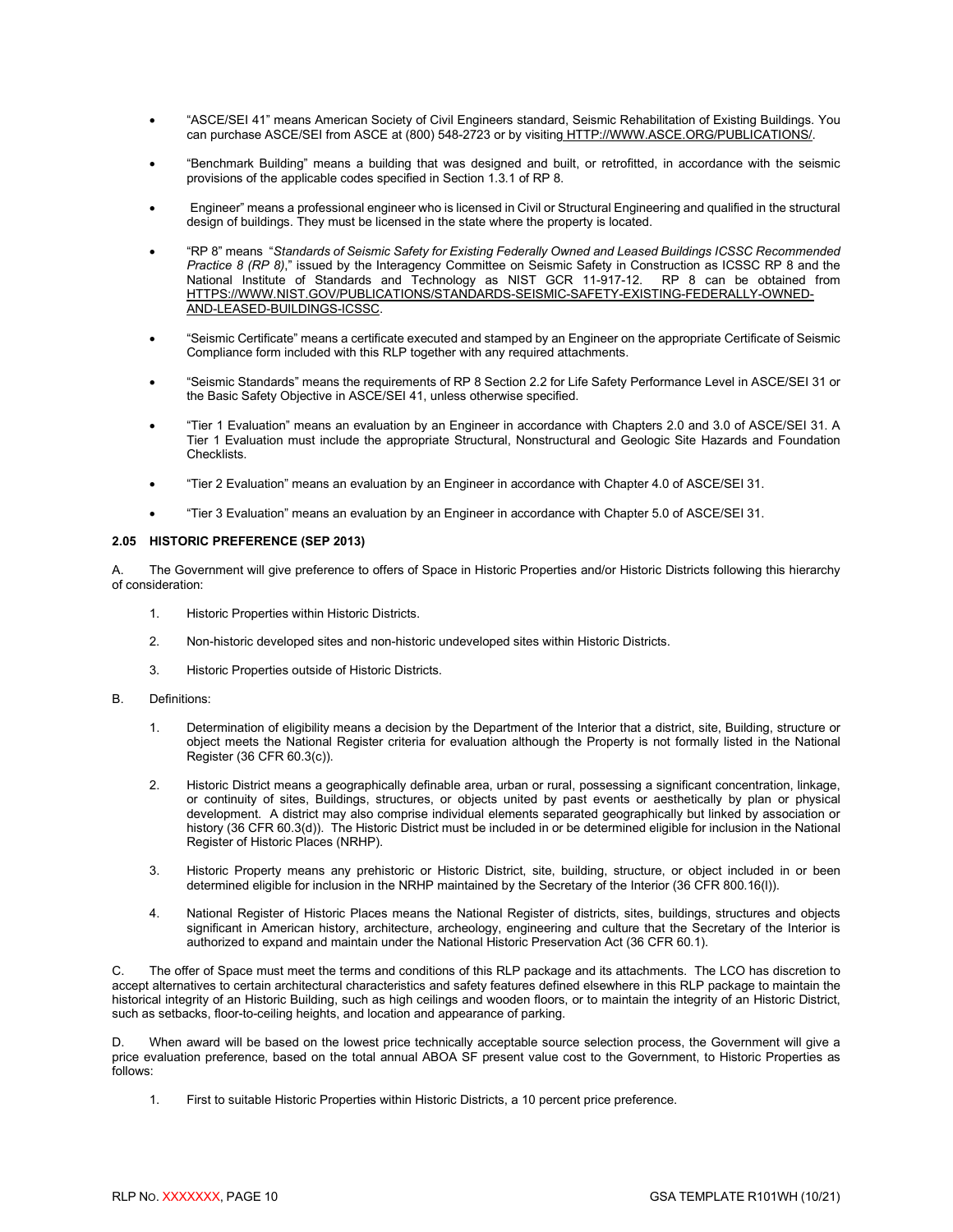- "ASCE/SEI 41" means American Society of Civil Engineers standard, Seismic Rehabilitation of Existing Buildings. You can purchase ASCE/SEI from ASCE at (800) 548-2723 or by visiting HTTP://WWW.ASCE.ORG/PUBLICATIONS/.

- "Benchmark Building" means a building that was designed and built, or retrofitted, in accordance with the seismic provisions of the applicable codes specified in Section 1.3.1 of RP 8.

- Engineer" means a professional engineer who is licensed in Civil or Structural Engineering and qualified in the structural design of buildings. They must be licensed in the state where the property is located.

- "RP 8" means "*Standards of Seismic Safety for Existing Federally Owned and Leased Buildings ICSSC Recommended Practice 8 (RP 8)*," issued by the Interagency Committee on Seismic Safety in Construction as ICSSC RP 8 and the National Institute of Standards and Technology as NIST GCR 11-917-12. RP 8 can be obtained from HTTPS://WWW.NIST.GOV/PUBLICATIONS/STANDARDS-SEISMIC-SAFETY-EXISTING-FEDERALLY-OWNED-AND-LEASED-BUILDINGS-ICSSC.

- "Seismic Certificate" means a certificate executed and stamped by an Engineer on the appropriate Certificate of Seismic Compliance form included with this RLP together with any required attachments.

- "Seismic Standards" means the requirements of RP 8 Section 2.2 for Life Safety Performance Level in ASCE/SEI 31 or the Basic Safety Objective in ASCE/SEI 41, unless otherwise specified.

- "Tier 1 Evaluation" means an evaluation by an Engineer in accordance with Chapters 2.0 and 3.0 of ASCE/SEI 31. A Tier 1 Evaluation must include the appropriate Structural, Nonstructural and Geologic Site Hazards and Foundation Checklists.

- "Tier 2 Evaluation" means an evaluation by an Engineer in accordance with Chapter 4.0 of ASCE/SEI 31.

- "Tier 3 Evaluation" means an evaluation by an Engineer in accordance with Chapter 5.0 of ASCE/SEI 31.

**2.05 HISTORIC PREFERENCE (SEP 2013)**

A. The Government will give preference to offers of Space in Historic Properties and/or Historic Districts following this hierarchy of consideration:

1. Historic Properties within Historic Districts.

2. Non-historic developed sites and non-historic undeveloped sites within Historic Districts.

3. Historic Properties outside of Historic Districts.

B. Definitions:

1. Determination of eligibility means a decision by the Department of the Interior that a district, site, Building, structure or object meets the National Register criteria for evaluation although the Property is not formally listed in the National Register (36 CFR 60.3(c)).

2. Historic District means a geographically definable area, urban or rural, possessing a significant concentration, linkage, or continuity of sites, Buildings, structures, or objects united by past events or aesthetically by plan or physical development. A district may also comprise individual elements separated geographically but linked by association or history (36 CFR 60.3(d)). The Historic District must be included in or be determined eligible for inclusion in the National Register of Historic Places (NRHP).

3. Historic Property means any prehistoric or Historic District, site, building, structure, or object included in or been determined eligible for inclusion in the NRHP maintained by the Secretary of the Interior (36 CFR 800.16(l)).

4. National Register of Historic Places means the National Register of districts, sites, buildings, structures and objects significant in American history, architecture, archeology, engineering and culture that the Secretary of the Interior is authorized to expand and maintain under the National Historic Preservation Act (36 CFR 60.1).

C. The offer of Space must meet the terms and conditions of this RLP package and its attachments. The LCO has discretion to accept alternatives to certain architectural characteristics and safety features defined elsewhere in this RLP package to maintain the historical integrity of an Historic Building, such as high ceilings and wooden floors, or to maintain the integrity of an Historic District, such as setbacks, floor-to-ceiling heights, and location and appearance of parking.

D. When award will be based on the lowest price technically acceptable source selection process, the Government will give a price evaluation preference, based on the total annual ABOA SF present value cost to the Government, to Historic Properties as follows:

1. First to suitable Historic Properties within Historic Districts, a 10 percent price preference.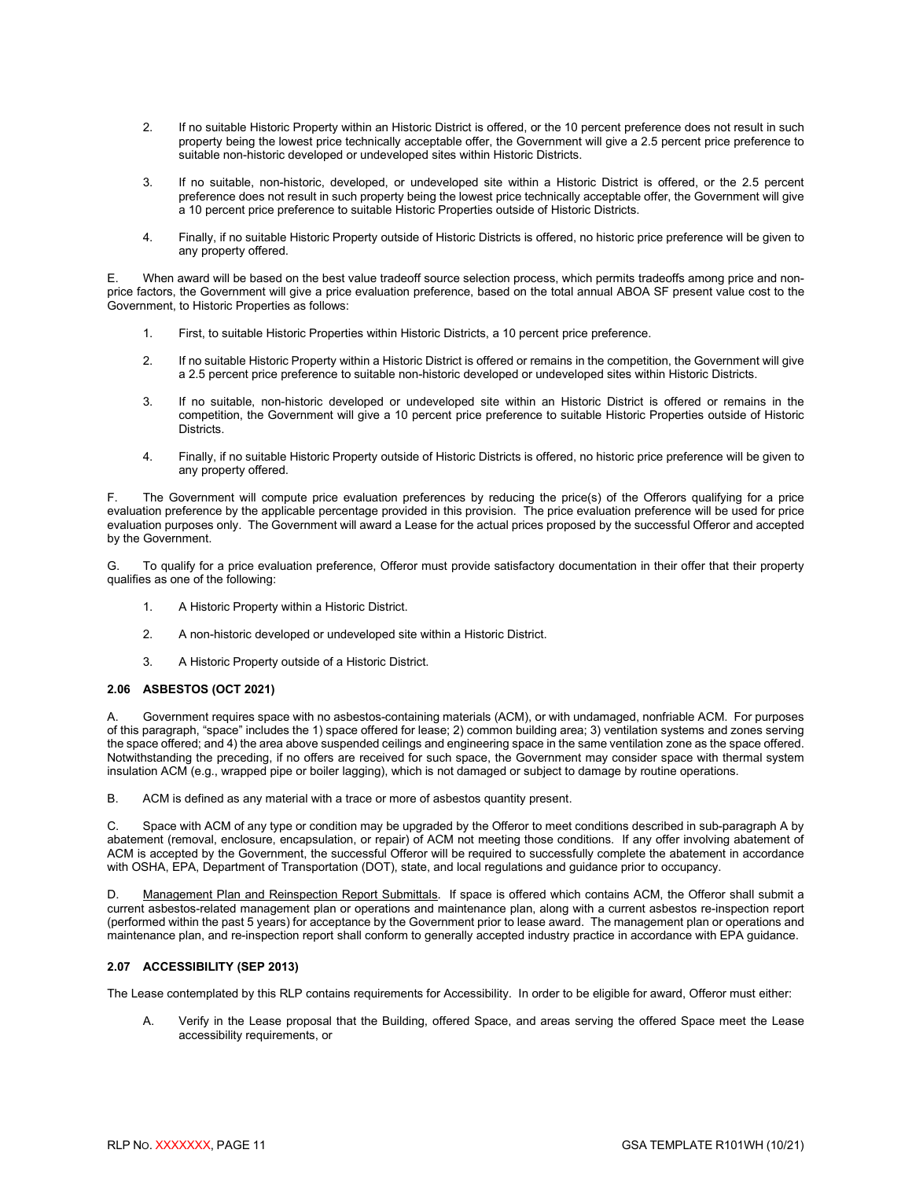2. If no suitable Historic Property within an Historic District is offered, or the 10 percent preference does not result in such property being the lowest price technically acceptable offer, the Government will give a 2.5 percent price preference to suitable non-historic developed or undeveloped sites within Historic Districts.

3. If no suitable, non-historic, developed, or undeveloped site within a Historic District is offered, or the 2.5 percent preference does not result in such property being the lowest price technically acceptable offer, the Government will give a 10 percent price preference to suitable Historic Properties outside of Historic Districts.

4. Finally, if no suitable Historic Property outside of Historic Districts is offered, no historic price preference will be given to any property offered.

E. When award will be based on the best value tradeoff source selection process, which permits tradeoffs among price and non-price factors, the Government will give a price evaluation preference, based on the total annual ABOA SF present value cost to the Government, to Historic Properties as follows:

1. First, to suitable Historic Properties within Historic Districts, a 10 percent price preference.

2. If no suitable Historic Property within a Historic District is offered or remains in the competition, the Government will give a 2.5 percent price preference to suitable non-historic developed or undeveloped sites within Historic Districts.

3. If no suitable, non-historic developed or undeveloped site within an Historic District is offered or remains in the competition, the Government will give a 10 percent price preference to suitable Historic Properties outside of Historic Districts.

4. Finally, if no suitable Historic Property outside of Historic Districts is offered, no historic price preference will be given to any property offered.

F. The Government will compute price evaluation preferences by reducing the price(s) of the Offerors qualifying for a price evaluation preference by the applicable percentage provided in this provision. The price evaluation preference will be used for price evaluation purposes only. The Government will award a Lease for the actual prices proposed by the successful Offeror and accepted by the Government.

G. To qualify for a price evaluation preference, Offeror must provide satisfactory documentation in their offer that their property qualifies as one of the following:

1. A Historic Property within a Historic District.

2. A non-historic developed or undeveloped site within a Historic District.

3. A Historic Property outside of a Historic District.

### 2.06 ASBESTOS (OCT 2021)

A. Government requires space with no asbestos-containing materials (ACM), or with undamaged, nonfriable ACM. For purposes of this paragraph, "space" includes the 1) space offered for lease; 2) common building area; 3) ventilation systems and zones serving the space offered; and 4) the area above suspended ceilings and engineering space in the same ventilation zone as the space offered. Notwithstanding the preceding, if no offers are received for such space, the Government may consider space with thermal system insulation ACM (e.g., wrapped pipe or boiler lagging), which is not damaged or subject to damage by routine operations.

B. ACM is defined as any material with a trace or more of asbestos quantity present.

C. Space with ACM of any type or condition may be upgraded by the Offeror to meet conditions described in sub-paragraph A by abatement (removal, enclosure, encapsulation, or repair) of ACM not meeting those conditions. If any offer involving abatement of ACM is accepted by the Government, the successful Offeror will be required to successfully complete the abatement in accordance with OSHA, EPA, Department of Transportation (DOT), state, and local regulations and guidance prior to occupancy.

D. Management Plan and Reinspection Report Submittals. If space is offered which contains ACM, the Offeror shall submit a current asbestos-related management plan or operations and maintenance plan, along with a current asbestos re-inspection report (performed within the past 5 years) for acceptance by the Government prior to lease award. The management plan or operations and maintenance plan, and re-inspection report shall conform to generally accepted industry practice in accordance with EPA guidance.

### 2.07 ACCESSIBILITY (SEP 2013)

The Lease contemplated by this RLP contains requirements for Accessibility. In order to be eligible for award, Offeror must either:

A. Verify in the Lease proposal that the Building, offered Space, and areas serving the offered Space meet the Lease accessibility requirements, or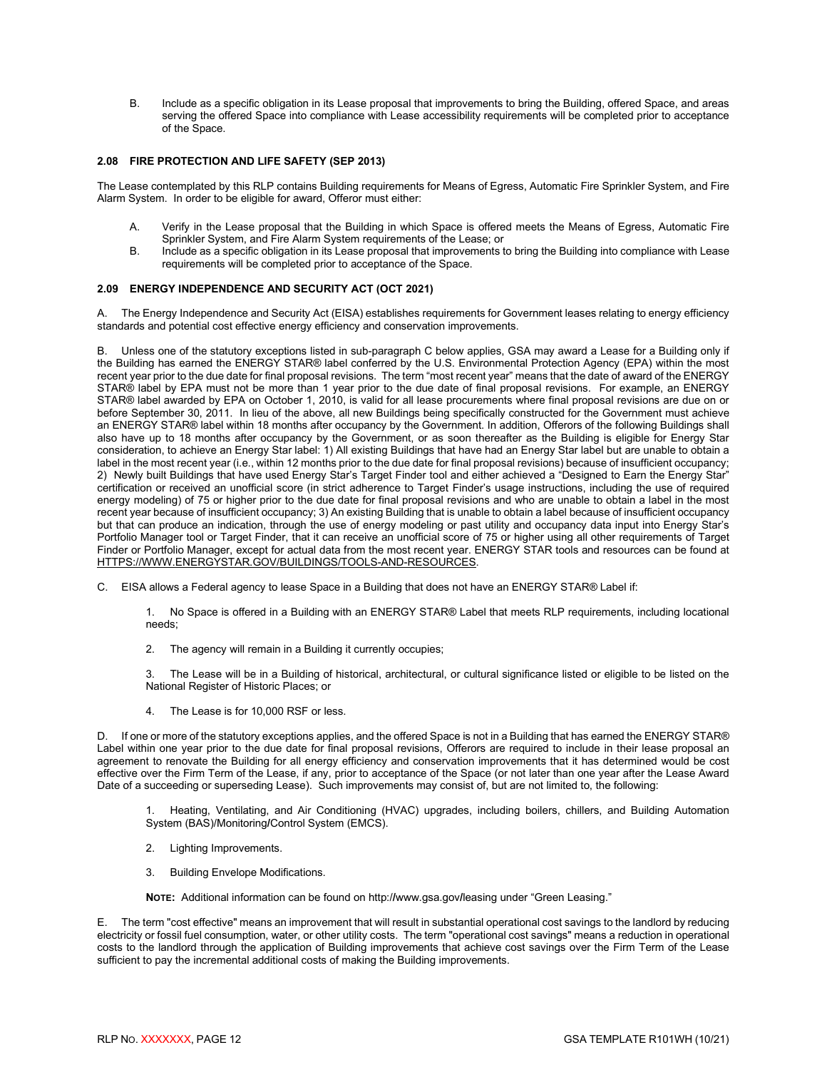B. Include as a specific obligation in its Lease proposal that improvements to bring the Building, offered Space, and areas serving the offered Space into compliance with Lease accessibility requirements will be completed prior to acceptance of the Space.

### 2.08 FIRE PROTECTION AND LIFE SAFETY (SEP 2013)

The Lease contemplated by this RLP contains Building requirements for Means of Egress, Automatic Fire Sprinkler System, and Fire Alarm System. In order to be eligible for award, Offeror must either:

A. Verify in the Lease proposal that the Building in which Space is offered meets the Means of Egress, Automatic Fire Sprinkler System, and Fire Alarm System requirements of the Lease; or

B. Include as a specific obligation in its Lease proposal that improvements to bring the Building into compliance with Lease requirements will be completed prior to acceptance of the Space.

### 2.09 ENERGY INDEPENDENCE AND SECURITY ACT (OCT 2021)

A. The Energy Independence and Security Act (EISA) establishes requirements for Government leases relating to energy efficiency standards and potential cost effective energy efficiency and conservation improvements.

B. Unless one of the statutory exceptions listed in sub-paragraph C below applies, GSA may award a Lease for a Building only if the Building has earned the ENERGY STAR® label conferred by the U.S. Environmental Protection Agency (EPA) within the most recent year prior to the due date for final proposal revisions. The term "most recent year" means that the date of award of the ENERGY STAR® label by EPA must not be more than 1 year prior to the due date of final proposal revisions. For example, an ENERGY STAR® label awarded by EPA on October 1, 2010, is valid for all lease procurements where final proposal revisions are due on or before September 30, 2011. In lieu of the above, all new Buildings being specifically constructed for the Government must achieve an ENERGY STAR® label within 18 months after occupancy by the Government. In addition, Offerors of the following Buildings shall also have up to 18 months after occupancy by the Government, or as soon thereafter as the Building is eligible for Energy Star consideration, to achieve an Energy Star label: 1) All existing Buildings that have had an Energy Star label but are unable to obtain a label in the most recent year (i.e., within 12 months prior to the due date for final proposal revisions) because of insufficient occupancy; 2) Newly built Buildings that have used Energy Star's Target Finder tool and either achieved a "Designed to Earn the Energy Star" certification or received an unofficial score (in strict adherence to Target Finder's usage instructions, including the use of required energy modeling) of 75 or higher prior to the due date for final proposal revisions and who are unable to obtain a label in the most recent year because of insufficient occupancy; 3) An existing Building that is unable to obtain a label because of insufficient occupancy but that can produce an indication, through the use of energy modeling or past utility and occupancy data input into Energy Star's Portfolio Manager tool or Target Finder, that it can receive an unofficial score of 75 or higher using all other requirements of Target Finder or Portfolio Manager, except for actual data from the most recent year. ENERGY STAR tools and resources can be found at HTTPS://WWW.ENERGYSTAR.GOV/BUILDINGS/TOOLS-AND-RESOURCES.

C. EISA allows a Federal agency to lease Space in a Building that does not have an ENERGY STAR® Label if:

1. No Space is offered in a Building with an ENERGY STAR® Label that meets RLP requirements, including locational needs;
2. The agency will remain in a Building it currently occupies;
3. The Lease will be in a Building of historical, architectural, or cultural significance listed or eligible to be listed on the National Register of Historic Places; or
4. The Lease is for 10,000 RSF or less.

D. If one or more of the statutory exceptions applies, and the offered Space is not in a Building that has earned the ENERGY STAR® Label within one year prior to the due date for final proposal revisions, Offerors are required to include in their lease proposal an agreement to renovate the Building for all energy efficiency and conservation improvements that it has determined would be cost effective over the Firm Term of the Lease, if any, prior to acceptance of the Space (or not later than one year after the Lease Award Date of a succeeding or superseding Lease). Such improvements may consist of, but are not limited to, the following:

1. Heating, Ventilating, and Air Conditioning (HVAC) upgrades, including boilers, chillers, and Building Automation System (BAS)/Monitoring/Control System (EMCS).
2. Lighting Improvements.
3. Building Envelope Modifications.

**NOTE:** Additional information can be found on http://www.gsa.gov/leasing under "Green Leasing."

E. The term "cost effective" means an improvement that will result in substantial operational cost savings to the landlord by reducing electricity or fossil fuel consumption, water, or other utility costs. The term "operational cost savings" means a reduction in operational costs to the landlord through the application of Building improvements that achieve cost savings over the Firm Term of the Lease sufficient to pay the incremental additional costs of making the Building improvements.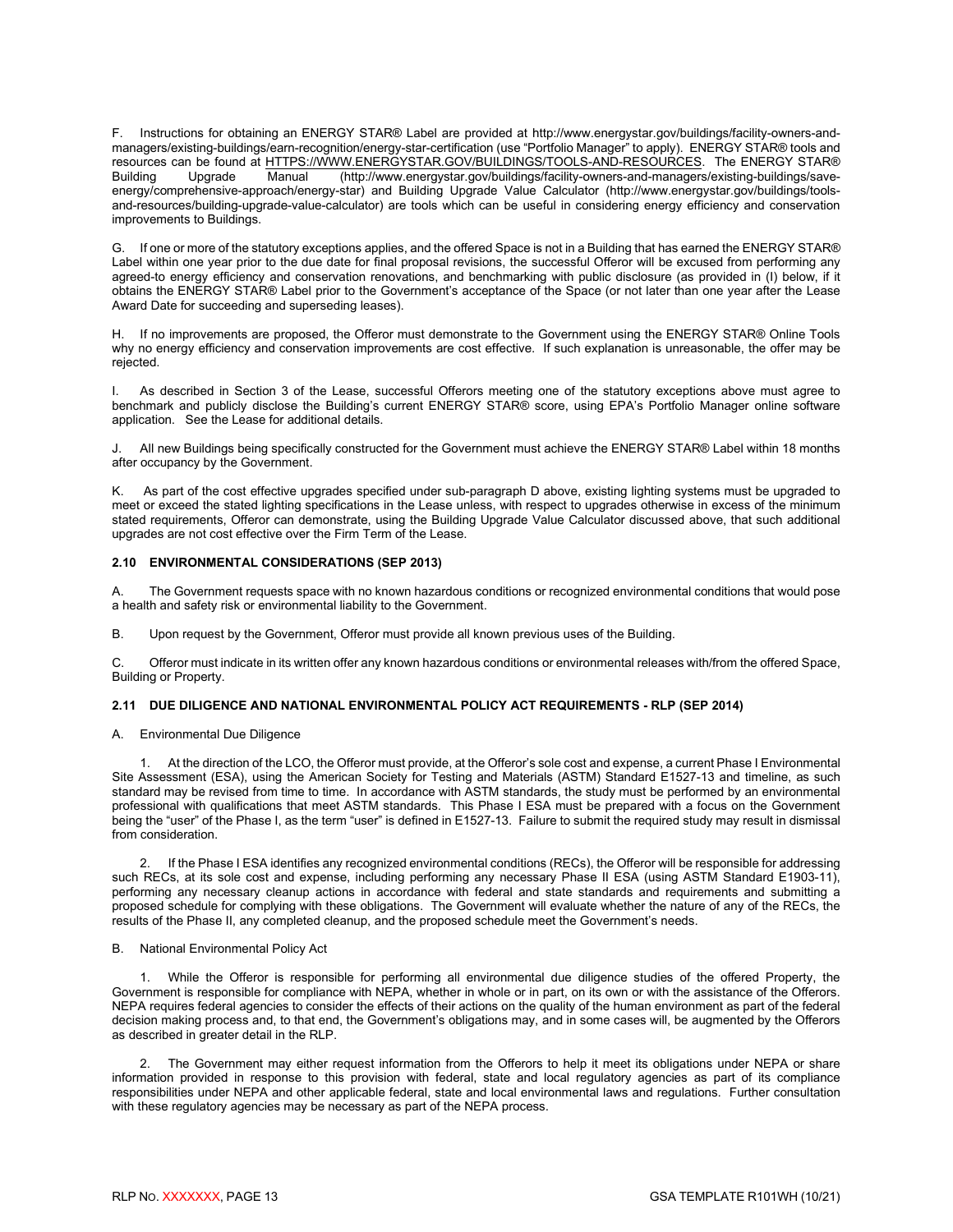F. Instructions for obtaining an ENERGY STAR® Label are provided at http://www.energystar.gov/buildings/facility-owners-and-managers/existing-buildings/earn-recognition/energy-star-certification (use "Portfolio Manager" to apply). ENERGY STAR® tools and resources can be found at HTTPS://WWW.ENERGYSTAR.GOV/BUILDINGS/TOOLS-AND-RESOURCES. The ENERGY STAR® Building Upgrade Manual (http://www.energystar.gov/buildings/facility-owners-and-managers/existing-buildings/save-energy/comprehensive-approach/energy-star) and Building Upgrade Value Calculator (http://www.energystar.gov/buildings/tools-and-resources/building-upgrade-value-calculator) are tools which can be useful in considering energy efficiency and conservation improvements to Buildings.

G. If one or more of the statutory exceptions applies, and the offered Space is not in a Building that has earned the ENERGY STAR® Label within one year prior to the due date for final proposal revisions, the successful Offeror will be excused from performing any agreed-to energy efficiency and conservation renovations, and benchmarking with public disclosure (as provided in (I) below, if it obtains the ENERGY STAR® Label prior to the Government's acceptance of the Space (or not later than one year after the Lease Award Date for succeeding and superseding leases).

H. If no improvements are proposed, the Offeror must demonstrate to the Government using the ENERGY STAR® Online Tools why no energy efficiency and conservation improvements are cost effective. If such explanation is unreasonable, the offer may be rejected.

I. As described in Section 3 of the Lease, successful Offerors meeting one of the statutory exceptions above must agree to benchmark and publicly disclose the Building's current ENERGY STAR® score, using EPA's Portfolio Manager online software application. See the Lease for additional details.

J. All new Buildings being specifically constructed for the Government must achieve the ENERGY STAR® Label within 18 months after occupancy by the Government.

K. As part of the cost effective upgrades specified under sub-paragraph D above, existing lighting systems must be upgraded to meet or exceed the stated lighting specifications in the Lease unless, with respect to upgrades otherwise in excess of the minimum stated requirements, Offeror can demonstrate, using the Building Upgrade Value Calculator discussed above, that such additional upgrades are not cost effective over the Firm Term of the Lease.

### 2.10 ENVIRONMENTAL CONSIDERATIONS (SEP 2013)

A. The Government requests space with no known hazardous conditions or recognized environmental conditions that would pose a health and safety risk or environmental liability to the Government.

B. Upon request by the Government, Offeror must provide all known previous uses of the Building.

C. Offeror must indicate in its written offer any known hazardous conditions or environmental releases with/from the offered Space, Building or Property.

### 2.11 DUE DILIGENCE AND NATIONAL ENVIRONMENTAL POLICY ACT REQUIREMENTS - RLP (SEP 2014)

A. Environmental Due Diligence

1. At the direction of the LCO, the Offeror must provide, at the Offeror's sole cost and expense, a current Phase I Environmental Site Assessment (ESA), using the American Society for Testing and Materials (ASTM) Standard E1527-13 and timeline, as such standard may be revised from time to time. In accordance with ASTM standards, the study must be performed by an environmental professional with qualifications that meet ASTM standards. This Phase I ESA must be prepared with a focus on the Government being the "user" of the Phase I, as the term "user" is defined in E1527-13. Failure to submit the required study may result in dismissal from consideration.

2. If the Phase I ESA identifies any recognized environmental conditions (RECs), the Offeror will be responsible for addressing such RECs, at its sole cost and expense, including performing any necessary Phase II ESA (using ASTM Standard E1903-11), performing any necessary cleanup actions in accordance with federal and state standards and requirements and submitting a proposed schedule for complying with these obligations. The Government will evaluate whether the nature of any of the RECs, the results of the Phase II, any completed cleanup, and the proposed schedule meet the Government's needs.

B. National Environmental Policy Act

1. While the Offeror is responsible for performing all environmental due diligence studies of the offered Property, the Government is responsible for compliance with NEPA, whether in whole or in part, on its own or with the assistance of the Offerors. NEPA requires federal agencies to consider the effects of their actions on the quality of the human environment as part of the federal decision making process and, to that end, the Government's obligations may, and in some cases will, be augmented by the Offerors as described in greater detail in the RLP.

2. The Government may either request information from the Offerors to help it meet its obligations under NEPA or share information provided in response to this provision with federal, state and local regulatory agencies as part of its compliance responsibilities under NEPA and other applicable federal, state and local environmental laws and regulations. Further consultation with these regulatory agencies may be necessary as part of the NEPA process.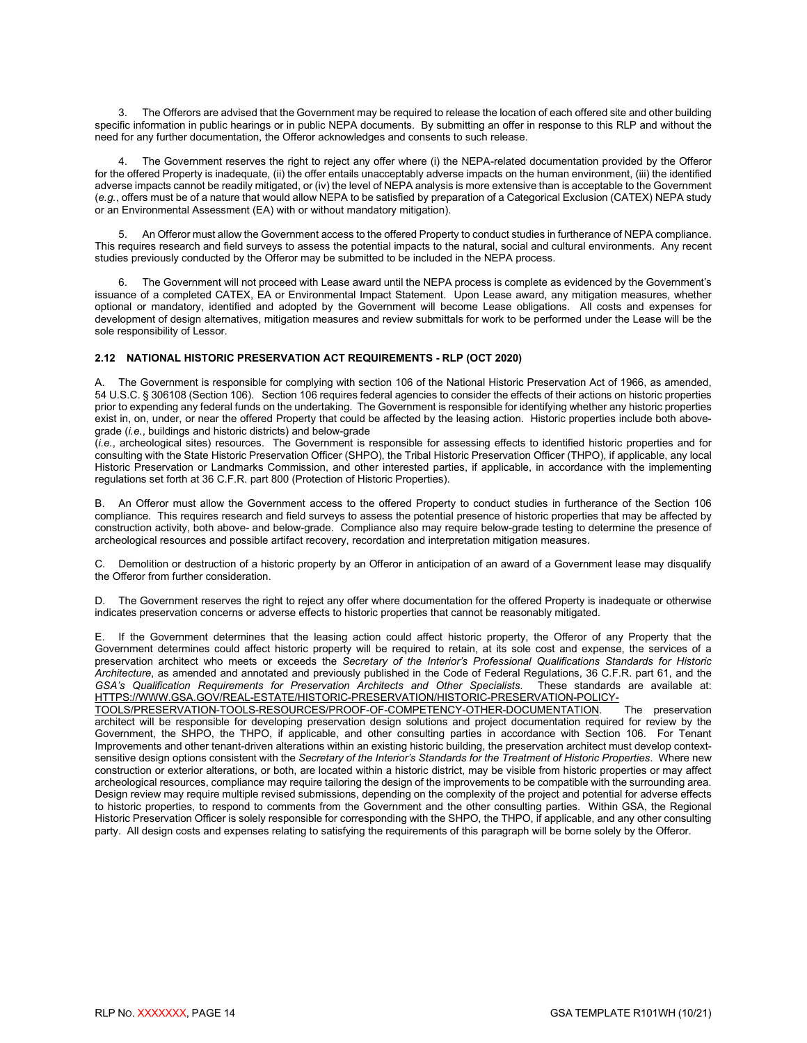3. The Offerors are advised that the Government may be required to release the location of each offered site and other building specific information in public hearings or in public NEPA documents. By submitting an offer in response to this RLP and without the need for any further documentation, the Offeror acknowledges and consents to such release.

4. The Government reserves the right to reject any offer where (i) the NEPA-related documentation provided by the Offeror for the offered Property is inadequate, (ii) the offer entails unacceptably adverse impacts on the human environment, (iii) the identified adverse impacts cannot be readily mitigated, or (iv) the level of NEPA analysis is more extensive than is acceptable to the Government (*e.g.*, offers must be of a nature that would allow NEPA to be satisfied by preparation of a Categorical Exclusion (CATEX) NEPA study or an Environmental Assessment (EA) with or without mandatory mitigation).

5. An Offeror must allow the Government access to the offered Property to conduct studies in furtherance of NEPA compliance. This requires research and field surveys to assess the potential impacts to the natural, social and cultural environments. Any recent studies previously conducted by the Offeror may be submitted to be included in the NEPA process.

6. The Government will not proceed with Lease award until the NEPA process is complete as evidenced by the Government's issuance of a completed CATEX, EA or Environmental Impact Statement. Upon Lease award, any mitigation measures, whether optional or mandatory, identified and adopted by the Government will become Lease obligations. All costs and expenses for development of design alternatives, mitigation measures and review submittals for work to be performed under the Lease will be the sole responsibility of Lessor.

### 2.12 NATIONAL HISTORIC PRESERVATION ACT REQUIREMENTS - RLP (OCT 2020)

A. The Government is responsible for complying with section 106 of the National Historic Preservation Act of 1966, as amended, 54 U.S.C. § 306108 (Section 106). Section 106 requires federal agencies to consider the effects of their actions on historic properties prior to expending any federal funds on the undertaking. The Government is responsible for identifying whether any historic properties exist in, on, under, or near the offered Property that could be affected by the leasing action. Historic properties include both above-grade (*i.e.*, buildings and historic districts) and below-grade (*i.e.*, archeological sites) resources. The Government is responsible for assessing effects to identified historic properties and for consulting with the State Historic Preservation Officer (SHPO), the Tribal Historic Preservation Officer (THPO), if applicable, any local Historic Preservation or Landmarks Commission, and other interested parties, if applicable, in accordance with the implementing regulations set forth at 36 C.F.R. part 800 (Protection of Historic Properties).

B. An Offeror must allow the Government access to the offered Property to conduct studies in furtherance of the Section 106 compliance. This requires research and field surveys to assess the potential presence of historic properties that may be affected by construction activity, both above- and below-grade. Compliance also may require below-grade testing to determine the presence of archeological resources and possible artifact recovery, recordation and interpretation mitigation measures.

C. Demolition or destruction of a historic property by an Offeror in anticipation of an award of a Government lease may disqualify the Offeror from further consideration.

D. The Government reserves the right to reject any offer where documentation for the offered Property is inadequate or otherwise indicates preservation concerns or adverse effects to historic properties that cannot be reasonably mitigated.

E. If the Government determines that the leasing action could affect historic property, the Offeror of any Property that the Government determines could affect historic property will be required to retain, at its sole cost and expense, the services of a preservation architect who meets or exceeds the *Secretary of the Interior's Professional Qualifications Standards for Historic Architecture*, as amended and annotated and previously published in the Code of Federal Regulations, 36 C.F.R. part 61, and the *GSA's Qualification Requirements for Preservation Architects and Other Specialists*. These standards are available at: HTTPS://WWW.GSA.GOV/REAL-ESTATE/HISTORIC-PRESERVATION/HISTORIC-PRESERVATION-POLICY-TOOLS/PRESERVATION-TOOLS-RESOURCES/PROOF-OF-COMPETENCY-OTHER-DOCUMENTATION. The preservation architect will be responsible for developing preservation design solutions and project documentation required for review by the Government, the SHPO, the THPO, if applicable, and other consulting parties in accordance with Section 106. For Tenant Improvements and other tenant-driven alterations within an existing historic building, the preservation architect must develop context-sensitive design options consistent with the *Secretary of the Interior's Standards for the Treatment of Historic Properties*. Where new construction or exterior alterations, or both, are located within a historic district, may be visible from historic properties or may affect archeological resources, compliance may require tailoring the design of the improvements to be compatible with the surrounding area. Design review may require multiple revised submissions, depending on the complexity of the project and potential for adverse effects to historic properties, to respond to comments from the Government and the other consulting parties. Within GSA, the Regional Historic Preservation Officer is solely responsible for corresponding with the SHPO, the THPO, if applicable, and any other consulting party. All design costs and expenses relating to satisfying the requirements of this paragraph will be borne solely by the Offeror.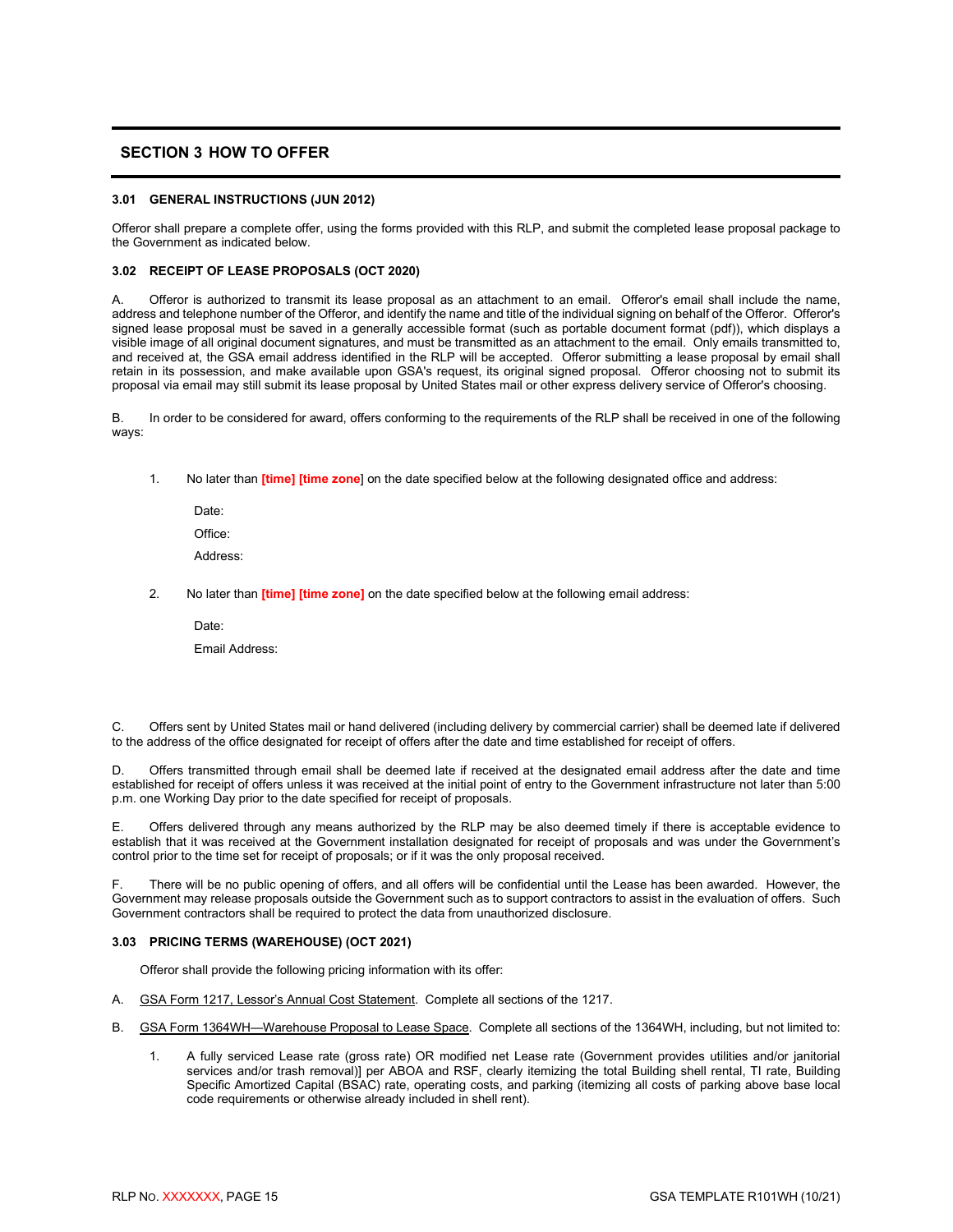## SECTION 3 HOW TO OFFER

### 3.01 GENERAL INSTRUCTIONS (JUN 2012)

Offeror shall prepare a complete offer, using the forms provided with this RLP, and submit the completed lease proposal package to the Government as indicated below.

### 3.02 RECEIPT OF LEASE PROPOSALS (OCT 2020)

A. Offeror is authorized to transmit its lease proposal as an attachment to an email. Offeror's email shall include the name, address and telephone number of the Offeror, and identify the name and title of the individual signing on behalf of the Offeror. Offeror's signed lease proposal must be saved in a generally accessible format (such as portable document format (pdf)), which displays a visible image of all original document signatures, and must be transmitted as an attachment to the email. Only emails transmitted to, and received at, the GSA email address identified in the RLP will be accepted. Offeror submitting a lease proposal by email shall retain in its possession, and make available upon GSA's request, its original signed proposal. Offeror choosing not to submit its proposal via email may still submit its lease proposal by United States mail or other express delivery service of Offeror's choosing.

B. In order to be considered for award, offers conforming to the requirements of the RLP shall be received in one of the following ways:

1. No later than **[time] [time zone**] on the date specified below at the following designated office and address:

   Date:

   Office:

   Address:

2. No later than **[time] [time zone]** on the date specified below at the following email address:

   Date:

   Email Address:

C. Offers sent by United States mail or hand delivered (including delivery by commercial carrier) shall be deemed late if delivered to the address of the office designated for receipt of offers after the date and time established for receipt of offers.

D. Offers transmitted through email shall be deemed late if received at the designated email address after the date and time established for receipt of offers unless it was received at the initial point of entry to the Government infrastructure not later than 5:00 p.m. one Working Day prior to the date specified for receipt of proposals.

E. Offers delivered through any means authorized by the RLP may be also deemed timely if there is acceptable evidence to establish that it was received at the Government installation designated for receipt of proposals and was under the Government's control prior to the time set for receipt of proposals; or if it was the only proposal received.

F. There will be no public opening of offers, and all offers will be confidential until the Lease has been awarded. However, the Government may release proposals outside the Government such as to support contractors to assist in the evaluation of offers. Such Government contractors shall be required to protect the data from unauthorized disclosure.

### 3.03 PRICING TERMS (WAREHOUSE) (OCT 2021)

Offeror shall provide the following pricing information with its offer:

A. GSA Form 1217, Lessor's Annual Cost Statement. Complete all sections of the 1217.

B. GSA Form 1364WH—Warehouse Proposal to Lease Space. Complete all sections of the 1364WH, including, but not limited to:

1. A fully serviced Lease rate (gross rate) OR modified net Lease rate (Government provides utilities and/or janitorial services and/or trash removal)] per ABOA and RSF, clearly itemizing the total Building shell rental, TI rate, Building Specific Amortized Capital (BSAC) rate, operating costs, and parking (itemizing all costs of parking above base local code requirements or otherwise already included in shell rent).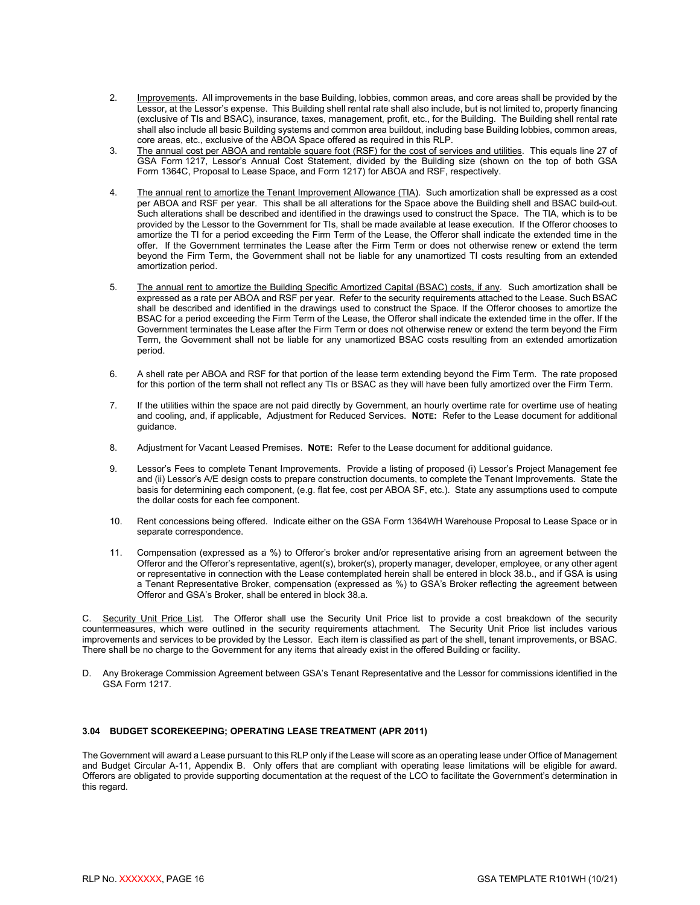2. Improvements. All improvements in the base Building, lobbies, common areas, and core areas shall be provided by the Lessor, at the Lessor's expense. This Building shell rental rate shall also include, but is not limited to, property financing (exclusive of TIs and BSAC), insurance, taxes, management, profit, etc., for the Building. The Building shell rental rate shall also include all basic Building systems and common area buildout, including base Building lobbies, common areas, core areas, etc., exclusive of the ABOA Space offered as required in this RLP.

3. The annual cost per ABOA and rentable square foot (RSF) for the cost of services and utilities. This equals line 27 of GSA Form 1217, Lessor's Annual Cost Statement, divided by the Building size (shown on the top of both GSA Form 1364C, Proposal to Lease Space, and Form 1217) for ABOA and RSF, respectively.

4. The annual rent to amortize the Tenant Improvement Allowance (TIA). Such amortization shall be expressed as a cost per ABOA and RSF per year. This shall be all alterations for the Space above the Building shell and BSAC build-out. Such alterations shall be described and identified in the drawings used to construct the Space. The TIA, which is to be provided by the Lessor to the Government for TIs, shall be made available at lease execution. If the Offeror chooses to amortize the TI for a period exceeding the Firm Term of the Lease, the Offeror shall indicate the extended time in the offer. If the Government terminates the Lease after the Firm Term or does not otherwise renew or extend the term beyond the Firm Term, the Government shall not be liable for any unamortized TI costs resulting from an extended amortization period.

5. The annual rent to amortize the Building Specific Amortized Capital (BSAC) costs, if any. Such amortization shall be expressed as a rate per ABOA and RSF per year. Refer to the security requirements attached to the Lease. Such BSAC shall be described and identified in the drawings used to construct the Space. If the Offeror chooses to amortize the BSAC for a period exceeding the Firm Term of the Lease, the Offeror shall indicate the extended time in the offer. If the Government terminates the Lease after the Firm Term or does not otherwise renew or extend the term beyond the Firm Term, the Government shall not be liable for any unamortized BSAC costs resulting from an extended amortization period.

6. A shell rate per ABOA and RSF for that portion of the lease term extending beyond the Firm Term. The rate proposed for this portion of the term shall not reflect any TIs or BSAC as they will have been fully amortized over the Firm Term.

7. If the utilities within the space are not paid directly by Government, an hourly overtime rate for overtime use of heating and cooling, and, if applicable, Adjustment for Reduced Services. **NOTE:** Refer to the Lease document for additional guidance.

8. Adjustment for Vacant Leased Premises. **NOTE:** Refer to the Lease document for additional guidance.

9. Lessor's Fees to complete Tenant Improvements. Provide a listing of proposed (i) Lessor's Project Management fee and (ii) Lessor's A/E design costs to prepare construction documents, to complete the Tenant Improvements. State the basis for determining each component, (e.g. flat fee, cost per ABOA SF, etc.). State any assumptions used to compute the dollar costs for each fee component.

10. Rent concessions being offered. Indicate either on the GSA Form 1364WH Warehouse Proposal to Lease Space or in separate correspondence.

11. Compensation (expressed as a %) to Offeror's broker and/or representative arising from an agreement between the Offeror and the Offeror's representative, agent(s), broker(s), property manager, developer, employee, or any other agent or representative in connection with the Lease contemplated herein shall be entered in block 38.b., and if GSA is using a Tenant Representative Broker, compensation (expressed as %) to GSA's Broker reflecting the agreement between Offeror and GSA's Broker, shall be entered in block 38.a.

C. Security Unit Price List. The Offeror shall use the Security Unit Price list to provide a cost breakdown of the security countermeasures, which were outlined in the security requirements attachment. The Security Unit Price list includes various improvements and services to be provided by the Lessor. Each item is classified as part of the shell, tenant improvements, or BSAC. There shall be no charge to the Government for any items that already exist in the offered Building or facility.

D. Any Brokerage Commission Agreement between GSA's Tenant Representative and the Lessor for commissions identified in the GSA Form 1217.

### 3.04 BUDGET SCOREKEEPING; OPERATING LEASE TREATMENT (APR 2011)

The Government will award a Lease pursuant to this RLP only if the Lease will score as an operating lease under Office of Management and Budget Circular A-11, Appendix B. Only offers that are compliant with operating lease limitations will be eligible for award. Offerors are obligated to provide supporting documentation at the request of the LCO to facilitate the Government's determination in this regard.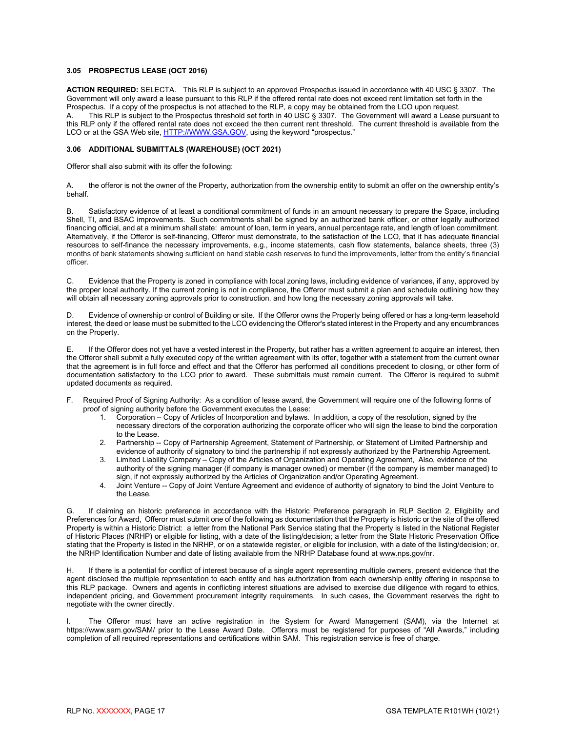### 3.05 PROSPECTUS LEASE (OCT 2016)

**ACTION REQUIRED:** SELECTA. This RLP is subject to an approved Prospectus issued in accordance with 40 USC § 3307. The Government will only award a lease pursuant to this RLP if the offered rental rate does not exceed rent limitation set forth in the Prospectus. If a copy of the prospectus is not attached to the RLP, a copy may be obtained from the LCO upon request.

A. This RLP is subject to the Prospectus threshold set forth in 40 USC § 3307. The Government will award a Lease pursuant to this RLP only if the offered rental rate does not exceed the then current rent threshold. The current threshold is available from the LCO or at the GSA Web site, HTTP://WWW.GSA.GOV, using the keyword "prospectus."

### 3.06 ADDITIONAL SUBMITTALS (WAREHOUSE) (OCT 2021)

Offeror shall also submit with its offer the following:

A. the offeror is not the owner of the Property, authorization from the ownership entity to submit an offer on the ownership entity's behalf.

B. Satisfactory evidence of at least a conditional commitment of funds in an amount necessary to prepare the Space, including Shell, TI, and BSAC improvements. Such commitments shall be signed by an authorized bank officer, or other legally authorized financing official, and at a minimum shall state: amount of loan, term in years, annual percentage rate, and length of loan commitment. Alternatively, if the Offeror is self-financing, Offeror must demonstrate, to the satisfaction of the LCO, that it has adequate financial resources to self-finance the necessary improvements, e.g., income statements, cash flow statements, balance sheets, three (3) months of bank statements showing sufficient on hand stable cash reserves to fund the improvements, letter from the entity's financial officer.

C. Evidence that the Property is zoned in compliance with local zoning laws, including evidence of variances, if any, approved by the proper local authority. If the current zoning is not in compliance, the Offeror must submit a plan and schedule outlining how they will obtain all necessary zoning approvals prior to construction. and how long the necessary zoning approvals will take.

D. Evidence of ownership or control of Building or site. If the Offeror owns the Property being offered or has a long-term leasehold interest, the deed or lease must be submitted to the LCO evidencing the Offeror's stated interest in the Property and any encumbrances on the Property.

E. If the Offeror does not yet have a vested interest in the Property, but rather has a written agreement to acquire an interest, then the Offeror shall submit a fully executed copy of the written agreement with its offer, together with a statement from the current owner that the agreement is in full force and effect and that the Offeror has performed all conditions precedent to closing, or other form of documentation satisfactory to the LCO prior to award. These submittals must remain current. The Offeror is required to submit updated documents as required.

F. Required Proof of Signing Authority: As a condition of lease award, the Government will require one of the following forms of proof of signing authority before the Government executes the Lease:

1. Corporation – Copy of Articles of Incorporation and bylaws. In addition, a copy of the resolution, signed by the necessary directors of the corporation authorizing the corporate officer who will sign the lease to bind the corporation to the Lease.
2. Partnership -- Copy of Partnership Agreement, Statement of Partnership, or Statement of Limited Partnership and evidence of authority of signatory to bind the partnership if not expressly authorized by the Partnership Agreement.
3. Limited Liability Company – Copy of the Articles of Organization and Operating Agreement, Also, evidence of the authority of the signing manager (if company is manager owned) or member (if the company is member managed) to sign, if not expressly authorized by the Articles of Organization and/or Operating Agreement.
4. Joint Venture -- Copy of Joint Venture Agreement and evidence of authority of signatory to bind the Joint Venture to the Lease.

G. If claiming an historic preference in accordance with the Historic Preference paragraph in RLP Section 2, Eligibility and Preferences for Award, Offeror must submit one of the following as documentation that the Property is historic or the site of the offered Property is within a Historic District: a letter from the National Park Service stating that the Property is listed in the National Register of Historic Places (NRHP) or eligible for listing, with a date of the listing/decision; a letter from the State Historic Preservation Office stating that the Property is listed in the NRHP, or on a statewide register, or eligible for inclusion, with a date of the listing/decision; or, the NRHP Identification Number and date of listing available from the NRHP Database found at www.nps.gov/nr.

H. If there is a potential for conflict of interest because of a single agent representing multiple owners, present evidence that the agent disclosed the multiple representation to each entity and has authorization from each ownership entity offering in response to this RLP package. Owners and agents in conflicting interest situations are advised to exercise due diligence with regard to ethics, independent pricing, and Government procurement integrity requirements. In such cases, the Government reserves the right to negotiate with the owner directly.

I. The Offeror must have an active registration in the System for Award Management (SAM), via the Internet at https://www.sam.gov/SAM/ prior to the Lease Award Date. Offerors must be registered for purposes of "All Awards," including completion of all required representations and certifications within SAM. This registration service is free of charge.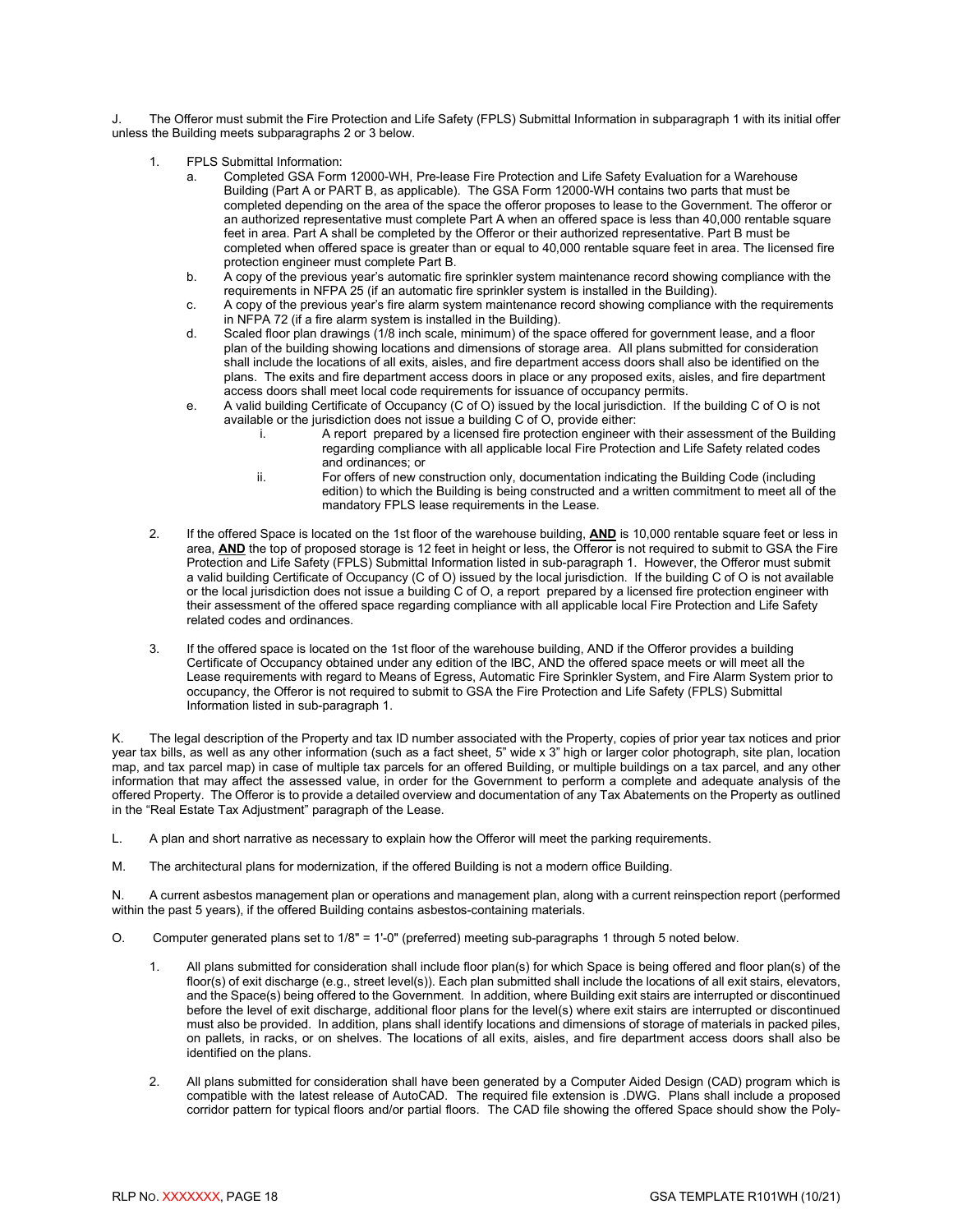J. The Offeror must submit the Fire Protection and Life Safety (FPLS) Submittal Information in subparagraph 1 with its initial offer unless the Building meets subparagraphs 2 or 3 below.

1. FPLS Submittal Information:
   a. Completed GSA Form 12000-WH, Pre-lease Fire Protection and Life Safety Evaluation for a Warehouse Building (Part A or PART B, as applicable). The GSA Form 12000-WH contains two parts that must be completed depending on the area of the space the offeror proposes to lease to the Government. The offeror or an authorized representative must complete Part A when an offered space is less than 40,000 rentable square feet in area. Part A shall be completed by the Offeror or their authorized representative. Part B must be completed when offered space is greater than or equal to 40,000 rentable square feet in area. The licensed fire protection engineer must complete Part B.
   b. A copy of the previous year's automatic fire sprinkler system maintenance record showing compliance with the requirements in NFPA 25 (if an automatic fire sprinkler system is installed in the Building).
   c. A copy of the previous year's fire alarm system maintenance record showing compliance with the requirements in NFPA 72 (if a fire alarm system is installed in the Building).
   d. Scaled floor plan drawings (1/8 inch scale, minimum) of the space offered for government lease, and a floor plan of the building showing locations and dimensions of storage area. All plans submitted for consideration shall include the locations of all exits, aisles, and fire department access doors shall also be identified on the plans. The exits and fire department access doors in place or any proposed exits, aisles, and fire department access doors shall meet local code requirements for issuance of occupancy permits.
   e. A valid building Certificate of Occupancy (C of O) issued by the local jurisdiction. If the building C of O is not available or the jurisdiction does not issue a building C of O, provide either:
      i. A report prepared by a licensed fire protection engineer with their assessment of the Building regarding compliance with all applicable local Fire Protection and Life Safety related codes and ordinances; or
      ii. For offers of new construction only, documentation indicating the Building Code (including edition) to which the Building is being constructed and a written commitment to meet all of the mandatory FPLS lease requirements in the Lease.

2. If the offered Space is located on the 1st floor of the warehouse building, **AND** is 10,000 rentable square feet or less in area, **AND** the top of proposed storage is 12 feet in height or less, the Offeror is not required to submit to GSA the Fire Protection and Life Safety (FPLS) Submittal Information listed in sub-paragraph 1. However, the Offeror must submit a valid building Certificate of Occupancy (C of O) issued by the local jurisdiction. If the building C of O is not available or the local jurisdiction does not issue a building C of O, a report prepared by a licensed fire protection engineer with their assessment of the offered space regarding compliance with all applicable local Fire Protection and Life Safety related codes and ordinances.

3. If the offered space is located on the 1st floor of the warehouse building, AND if the Offeror provides a building Certificate of Occupancy obtained under any edition of the IBC, AND the offered space meets or will meet all the Lease requirements with regard to Means of Egress, Automatic Fire Sprinkler System, and Fire Alarm System prior to occupancy, the Offeror is not required to submit to GSA the Fire Protection and Life Safety (FPLS) Submittal Information listed in sub-paragraph 1.

K. The legal description of the Property and tax ID number associated with the Property, copies of prior year tax notices and prior year tax bills, as well as any other information (such as a fact sheet, 5" wide x 3" high or larger color photograph, site plan, location map, and tax parcel map) in case of multiple tax parcels for an offered Building, or multiple buildings on a tax parcel, and any other information that may affect the assessed value, in order for the Government to perform a complete and adequate analysis of the offered Property. The Offeror is to provide a detailed overview and documentation of any Tax Abatements on the Property as outlined in the "Real Estate Tax Adjustment" paragraph of the Lease.

L. A plan and short narrative as necessary to explain how the Offeror will meet the parking requirements.

M. The architectural plans for modernization, if the offered Building is not a modern office Building.

N. A current asbestos management plan or operations and management plan, along with a current reinspection report (performed within the past 5 years), if the offered Building contains asbestos-containing materials.

O. Computer generated plans set to 1/8" = 1'-0" (preferred) meeting sub-paragraphs 1 through 5 noted below.

1. All plans submitted for consideration shall include floor plan(s) for which Space is being offered and floor plan(s) of the floor(s) of exit discharge (e.g., street level(s)). Each plan submitted shall include the locations of all exit stairs, elevators, and the Space(s) being offered to the Government. In addition, where Building exit stairs are interrupted or discontinued before the level of exit discharge, additional floor plans for the level(s) where exit stairs are interrupted or discontinued must also be provided. In addition, plans shall identify locations and dimensions of storage of materials in packed piles, on pallets, in racks, or on shelves. The locations of all exits, aisles, and fire department access doors shall also be identified on the plans.

2. All plans submitted for consideration shall have been generated by a Computer Aided Design (CAD) program which is compatible with the latest release of AutoCAD. The required file extension is .DWG. Plans shall include a proposed corridor pattern for typical floors and/or partial floors. The CAD file showing the offered Space should show the Poly-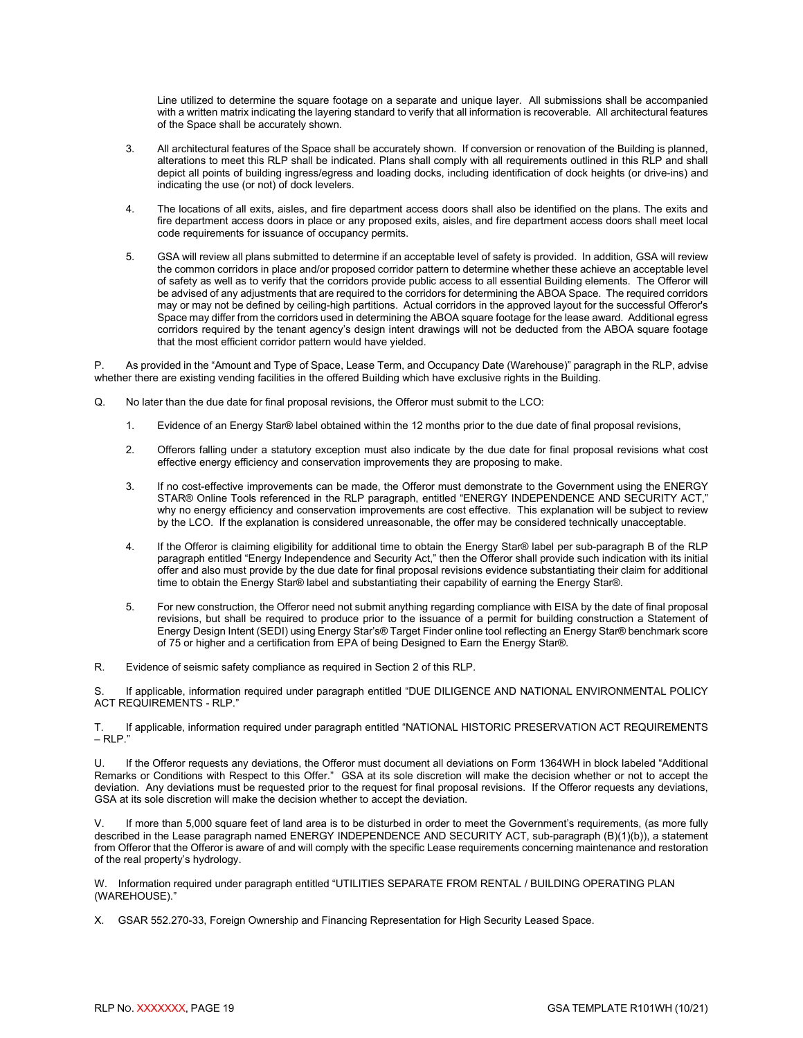Line utilized to determine the square footage on a separate and unique layer. All submissions shall be accompanied with a written matrix indicating the layering standard to verify that all information is recoverable. All architectural features of the Space shall be accurately shown.

3. All architectural features of the Space shall be accurately shown. If conversion or renovation of the Building is planned, alterations to meet this RLP shall be indicated. Plans shall comply with all requirements outlined in this RLP and shall depict all points of building ingress/egress and loading docks, including identification of dock heights (or drive-ins) and indicating the use (or not) of dock levelers.

4. The locations of all exits, aisles, and fire department access doors shall also be identified on the plans. The exits and fire department access doors in place or any proposed exits, aisles, and fire department access doors shall meet local code requirements for issuance of occupancy permits.

5. GSA will review all plans submitted to determine if an acceptable level of safety is provided. In addition, GSA will review the common corridors in place and/or proposed corridor pattern to determine whether these achieve an acceptable level of safety as well as to verify that the corridors provide public access to all essential Building elements. The Offeror will be advised of any adjustments that are required to the corridors for determining the ABOA Space. The required corridors may or may not be defined by ceiling-high partitions. Actual corridors in the approved layout for the successful Offeror's Space may differ from the corridors used in determining the ABOA square footage for the lease award. Additional egress corridors required by the tenant agency's design intent drawings will not be deducted from the ABOA square footage that the most efficient corridor pattern would have yielded.

P. As provided in the "Amount and Type of Space, Lease Term, and Occupancy Date (Warehouse)" paragraph in the RLP, advise whether there are existing vending facilities in the offered Building which have exclusive rights in the Building.

Q. No later than the due date for final proposal revisions, the Offeror must submit to the LCO:

1. Evidence of an Energy Star® label obtained within the 12 months prior to the due date of final proposal revisions,

2. Offerors falling under a statutory exception must also indicate by the due date for final proposal revisions what cost effective energy efficiency and conservation improvements they are proposing to make.

3. If no cost-effective improvements can be made, the Offeror must demonstrate to the Government using the ENERGY STAR® Online Tools referenced in the RLP paragraph, entitled "ENERGY INDEPENDENCE AND SECURITY ACT," why no energy efficiency and conservation improvements are cost effective. This explanation will be subject to review by the LCO. If the explanation is considered unreasonable, the offer may be considered technically unacceptable.

4. If the Offeror is claiming eligibility for additional time to obtain the Energy Star® label per sub-paragraph B of the RLP paragraph entitled "Energy Independence and Security Act," then the Offeror shall provide such indication with its initial offer and also must provide by the due date for final proposal revisions evidence substantiating their claim for additional time to obtain the Energy Star® label and substantiating their capability of earning the Energy Star®.

5. For new construction, the Offeror need not submit anything regarding compliance with EISA by the date of final proposal revisions, but shall be required to produce prior to the issuance of a permit for building construction a Statement of Energy Design Intent (SEDI) using Energy Star's® Target Finder online tool reflecting an Energy Star® benchmark score of 75 or higher and a certification from EPA of being Designed to Earn the Energy Star®.

R. Evidence of seismic safety compliance as required in Section 2 of this RLP.

S. If applicable, information required under paragraph entitled "DUE DILIGENCE AND NATIONAL ENVIRONMENTAL POLICY ACT REQUIREMENTS - RLP."

T. If applicable, information required under paragraph entitled "NATIONAL HISTORIC PRESERVATION ACT REQUIREMENTS – RLP."

U. If the Offeror requests any deviations, the Offeror must document all deviations on Form 1364WH in block labeled "Additional Remarks or Conditions with Respect to this Offer." GSA at its sole discretion will make the decision whether or not to accept the deviation. Any deviations must be requested prior to the request for final proposal revisions. If the Offeror requests any deviations, GSA at its sole discretion will make the decision whether to accept the deviation.

V. If more than 5,000 square feet of land area is to be disturbed in order to meet the Government's requirements, (as more fully described in the Lease paragraph named ENERGY INDEPENDENCE AND SECURITY ACT, sub-paragraph (B)(1)(b)), a statement from Offeror that the Offeror is aware of and will comply with the specific Lease requirements concerning maintenance and restoration of the real property's hydrology.

W. Information required under paragraph entitled "UTILITIES SEPARATE FROM RENTAL / BUILDING OPERATING PLAN (WAREHOUSE)."

X. GSAR 552.270-33, Foreign Ownership and Financing Representation for High Security Leased Space.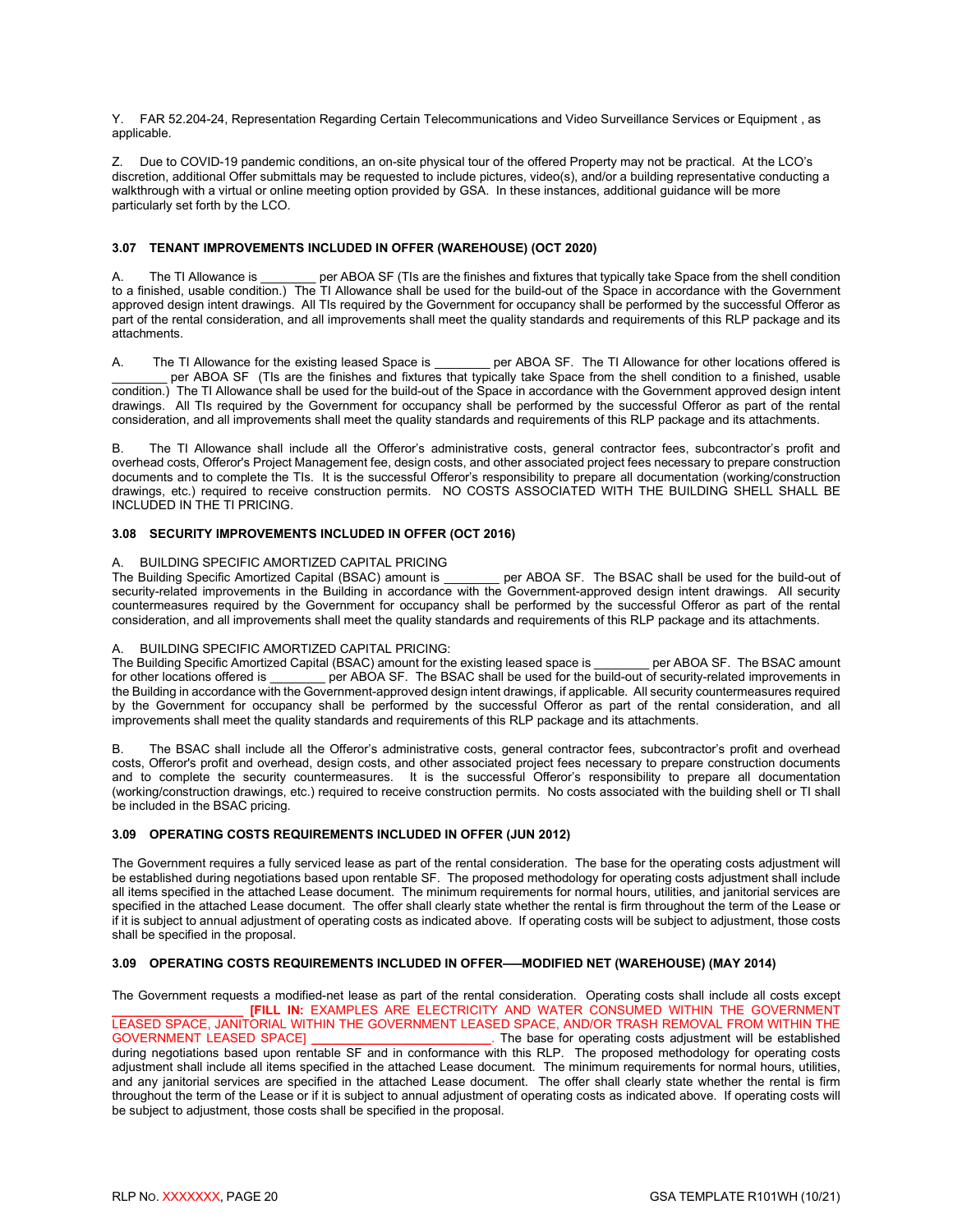Y. FAR 52.204-24, Representation Regarding Certain Telecommunications and Video Surveillance Services or Equipment , as applicable.

Z. Due to COVID-19 pandemic conditions, an on-site physical tour of the offered Property may not be practical. At the LCO's discretion, additional Offer submittals may be requested to include pictures, video(s), and/or a building representative conducting a walkthrough with a virtual or online meeting option provided by GSA. In these instances, additional guidance will be more particularly set forth by the LCO.

### 3.07 TENANT IMPROVEMENTS INCLUDED IN OFFER (WAREHOUSE) (OCT 2020)

A. The TI Allowance is ________ per ABOA SF (TIs are the finishes and fixtures that typically take Space from the shell condition to a finished, usable condition.) The TI Allowance shall be used for the build-out of the Space in accordance with the Government approved design intent drawings. All TIs required by the Government for occupancy shall be performed by the successful Offeror as part of the rental consideration, and all improvements shall meet the quality standards and requirements of this RLP package and its attachments.

A. The TI Allowance for the existing leased Space is ________ per ABOA SF. The TI Allowance for other locations offered is ________ per ABOA SF (TIs are the finishes and fixtures that typically take Space from the shell condition to a finished, usable condition.) The TI Allowance shall be used for the build-out of the Space in accordance with the Government approved design intent drawings. All TIs required by the Government for occupancy shall be performed by the successful Offeror as part of the rental consideration, and all improvements shall meet the quality standards and requirements of this RLP package and its attachments.

B. The TI Allowance shall include all the Offeror's administrative costs, general contractor fees, subcontractor's profit and overhead costs, Offeror's Project Management fee, design costs, and other associated project fees necessary to prepare construction documents and to complete the TIs. It is the successful Offeror's responsibility to prepare all documentation (working/construction drawings, etc.) required to receive construction permits. NO COSTS ASSOCIATED WITH THE BUILDING SHELL SHALL BE INCLUDED IN THE TI PRICING.

### 3.08 SECURITY IMPROVEMENTS INCLUDED IN OFFER (OCT 2016)

A. BUILDING SPECIFIC AMORTIZED CAPITAL PRICING
The Building Specific Amortized Capital (BSAC) amount is ________ per ABOA SF. The BSAC shall be used for the build-out of security-related improvements in the Building in accordance with the Government-approved design intent drawings. All security countermeasures required by the Government for occupancy shall be performed by the successful Offeror as part of the rental consideration, and all improvements shall meet the quality standards and requirements of this RLP package and its attachments.

A. BUILDING SPECIFIC AMORTIZED CAPITAL PRICING:
The Building Specific Amortized Capital (BSAC) amount for the existing leased space is ________ per ABOA SF. The BSAC amount for other locations offered is ________ per ABOA SF. The BSAC shall be used for the build-out of security-related improvements in the Building in accordance with the Government-approved design intent drawings, if applicable. All security countermeasures required by the Government for occupancy shall be performed by the successful Offeror as part of the rental consideration, and all improvements shall meet the quality standards and requirements of this RLP package and its attachments.

B. The BSAC shall include all the Offeror's administrative costs, general contractor fees, subcontractor's profit and overhead costs, Offeror's profit and overhead, design costs, and other associated project fees necessary to prepare construction documents and to complete the security countermeasures. It is the successful Offeror's responsibility to prepare all documentation (working/construction drawings, etc.) required to receive construction permits. No costs associated with the building shell or TI shall be included in the BSAC pricing.

### 3.09 OPERATING COSTS REQUIREMENTS INCLUDED IN OFFER (JUN 2012)

The Government requires a fully serviced lease as part of the rental consideration. The base for the operating costs adjustment will be established during negotiations based upon rentable SF. The proposed methodology for operating costs adjustment shall include all items specified in the attached Lease document. The minimum requirements for normal hours, utilities, and janitorial services are specified in the attached Lease document. The offer shall clearly state whether the rental is firm throughout the term of the Lease or if it is subject to annual adjustment of operating costs as indicated above. If operating costs will be subject to adjustment, those costs shall be specified in the proposal.

### 3.09 OPERATING COSTS REQUIREMENTS INCLUDED IN OFFER—MODIFIED NET (WAREHOUSE) (MAY 2014)

The Government requests a modified-net lease as part of the rental consideration. Operating costs shall include all costs except ________________ **[FILL IN:** EXAMPLES ARE ELECTRICITY AND WATER CONSUMED WITHIN THE GOVERNMENT LEASED SPACE, JANITORIAL WITHIN THE GOVERNMENT LEASED SPACE, AND/OR TRASH REMOVAL FROM WITHIN THE GOVERNMENT LEASED SPACE] ________________________. The base for operating costs adjustment will be established during negotiations based upon rentable SF and in conformance with this RLP. The proposed methodology for operating costs adjustment shall include all items specified in the attached Lease document. The minimum requirements for normal hours, utilities, and any janitorial services are specified in the attached Lease document. The offer shall clearly state whether the rental is firm throughout the term of the Lease or if it is subject to annual adjustment of operating costs as indicated above. If operating costs will be subject to adjustment, those costs shall be specified in the proposal.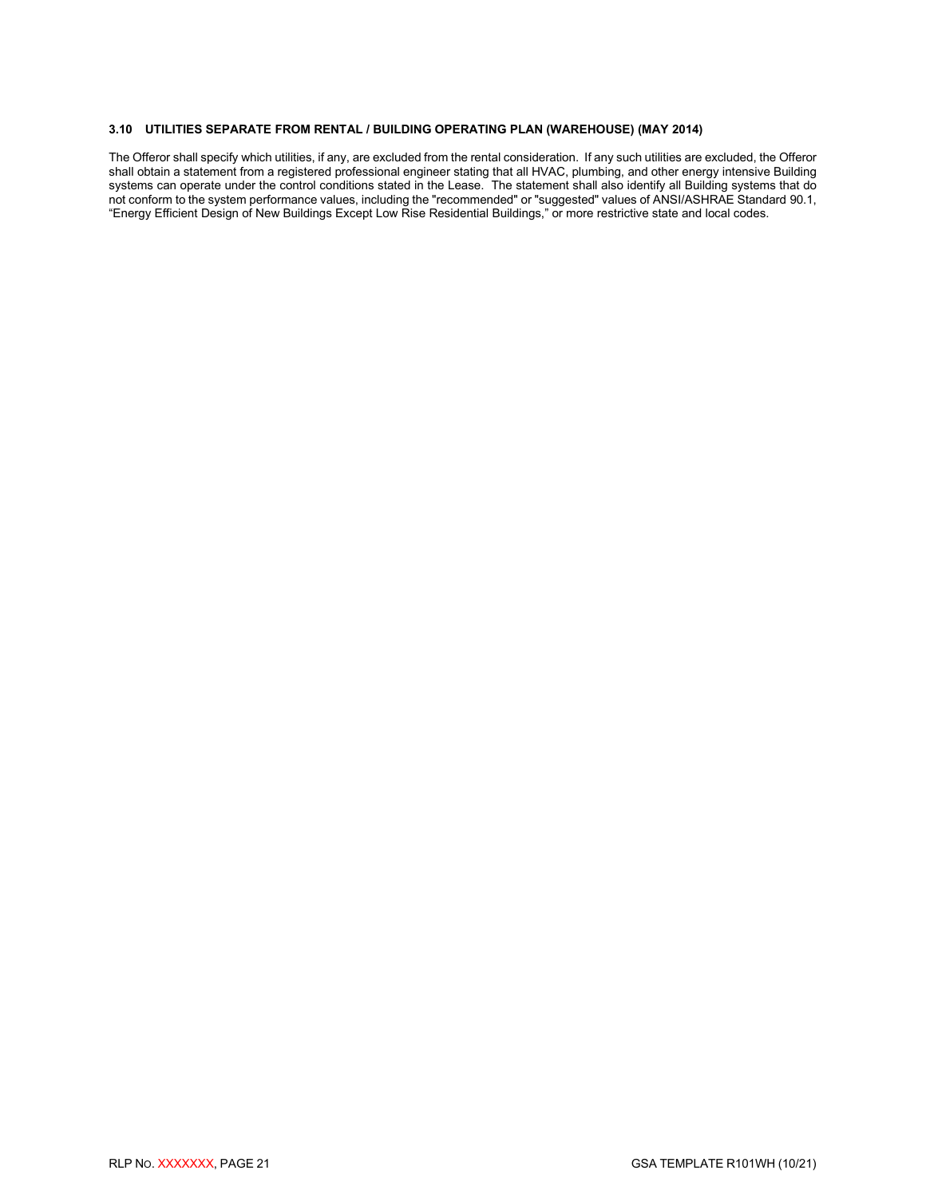### 3.10 UTILITIES SEPARATE FROM RENTAL / BUILDING OPERATING PLAN (WAREHOUSE) (MAY 2014)

The Offeror shall specify which utilities, if any, are excluded from the rental consideration. If any such utilities are excluded, the Offeror shall obtain a statement from a registered professional engineer stating that all HVAC, plumbing, and other energy intensive Building systems can operate under the control conditions stated in the Lease. The statement shall also identify all Building systems that do not conform to the system performance values, including the "recommended" or "suggested" values of ANSI/ASHRAE Standard 90.1, "Energy Efficient Design of New Buildings Except Low Rise Residential Buildings," or more restrictive state and local codes.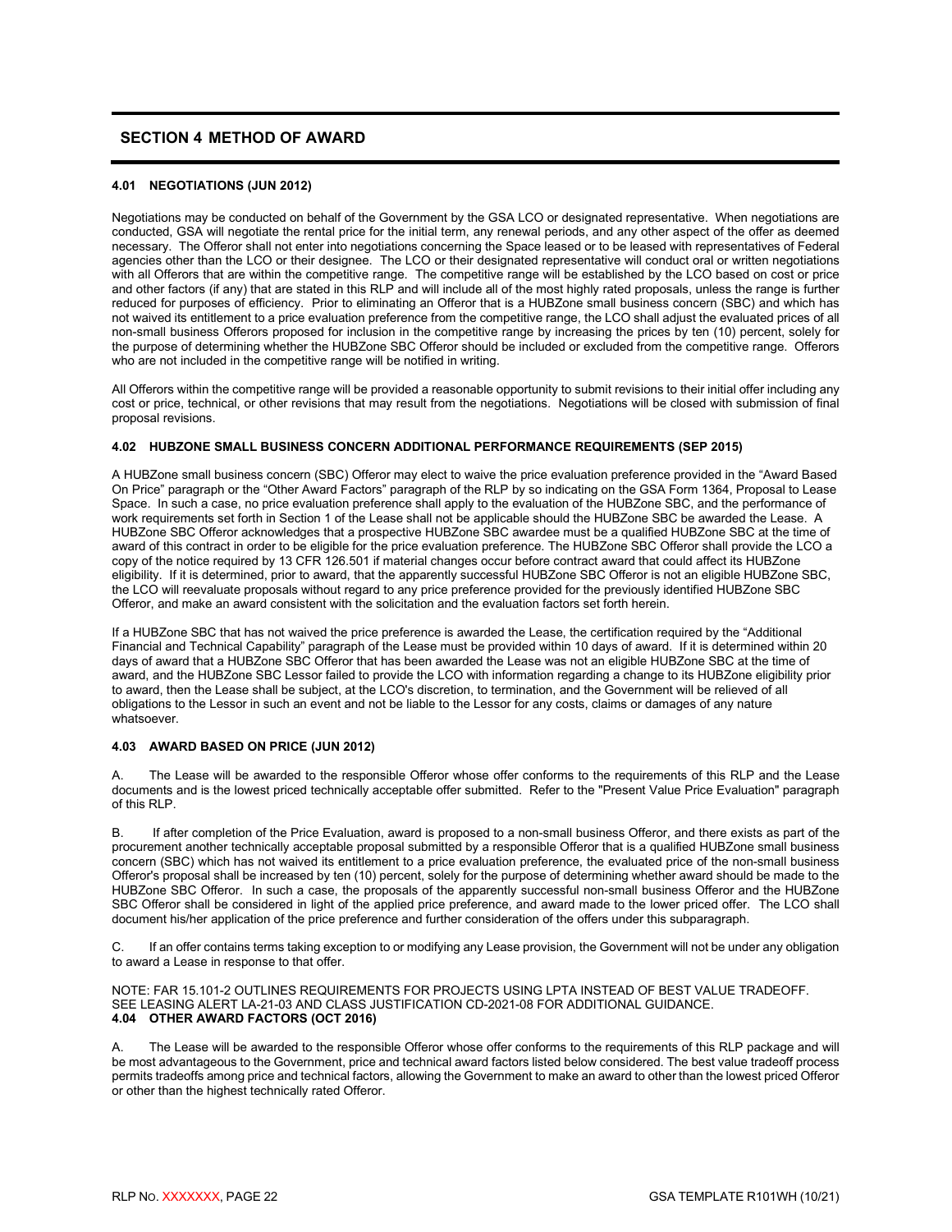## SECTION 4 METHOD OF AWARD

### 4.01 NEGOTIATIONS (JUN 2012)

Negotiations may be conducted on behalf of the Government by the GSA LCO or designated representative. When negotiations are conducted, GSA will negotiate the rental price for the initial term, any renewal periods, and any other aspect of the offer as deemed necessary. The Offeror shall not enter into negotiations concerning the Space leased or to be leased with representatives of Federal agencies other than the LCO or their designee. The LCO or their designated representative will conduct oral or written negotiations with all Offerors that are within the competitive range. The competitive range will be established by the LCO based on cost or price and other factors (if any) that are stated in this RLP and will include all of the most highly rated proposals, unless the range is further reduced for purposes of efficiency. Prior to eliminating an Offeror that is a HUBZone small business concern (SBC) and which has not waived its entitlement to a price evaluation preference from the competitive range, the LCO shall adjust the evaluated prices of all non-small business Offerors proposed for inclusion in the competitive range by increasing the prices by ten (10) percent, solely for the purpose of determining whether the HUBZone SBC Offeror should be included or excluded from the competitive range. Offerors who are not included in the competitive range will be notified in writing.

All Offerors within the competitive range will be provided a reasonable opportunity to submit revisions to their initial offer including any cost or price, technical, or other revisions that may result from the negotiations. Negotiations will be closed with submission of final proposal revisions.

### 4.02 HUBZONE SMALL BUSINESS CONCERN ADDITIONAL PERFORMANCE REQUIREMENTS (SEP 2015)

A HUBZone small business concern (SBC) Offeror may elect to waive the price evaluation preference provided in the "Award Based On Price" paragraph or the "Other Award Factors" paragraph of the RLP by so indicating on the GSA Form 1364, Proposal to Lease Space. In such a case, no price evaluation preference shall apply to the evaluation of the HUBZone SBC, and the performance of work requirements set forth in Section 1 of the Lease shall not be applicable should the HUBZone SBC be awarded the Lease. A HUBZone SBC Offeror acknowledges that a prospective HUBZone SBC awardee must be a qualified HUBZone SBC at the time of award of this contract in order to be eligible for the price evaluation preference. The HUBZone SBC Offeror shall provide the LCO a copy of the notice required by 13 CFR 126.501 if material changes occur before contract award that could affect its HUBZone eligibility. If it is determined, prior to award, that the apparently successful HUBZone SBC Offeror is not an eligible HUBZone SBC, the LCO will reevaluate proposals without regard to any price preference provided for the previously identified HUBZone SBC Offeror, and make an award consistent with the solicitation and the evaluation factors set forth herein.

If a HUBZone SBC that has not waived the price preference is awarded the Lease, the certification required by the "Additional Financial and Technical Capability" paragraph of the Lease must be provided within 10 days of award. If it is determined within 20 days of award that a HUBZone SBC Offeror that has been awarded the Lease was not an eligible HUBZone SBC at the time of award, and the HUBZone SBC Lessor failed to provide the LCO with information regarding a change to its HUBZone eligibility prior to award, then the Lease shall be subject, at the LCO's discretion, to termination, and the Government will be relieved of all obligations to the Lessor in such an event and not be liable to the Lessor for any costs, claims or damages of any nature whatsoever.

### 4.03 AWARD BASED ON PRICE (JUN 2012)

A. The Lease will be awarded to the responsible Offeror whose offer conforms to the requirements of this RLP and the Lease documents and is the lowest priced technically acceptable offer submitted. Refer to the "Present Value Price Evaluation" paragraph of this RLP.

B. If after completion of the Price Evaluation, award is proposed to a non-small business Offeror, and there exists as part of the procurement another technically acceptable proposal submitted by a responsible Offeror that is a qualified HUBZone small business concern (SBC) which has not waived its entitlement to a price evaluation preference, the evaluated price of the non-small business Offeror's proposal shall be increased by ten (10) percent, solely for the purpose of determining whether award should be made to the HUBZone SBC Offeror. In such a case, the proposals of the apparently successful non-small business Offeror and the HUBZone SBC Offeror shall be considered in light of the applied price preference, and award made to the lower priced offer. The LCO shall document his/her application of the price preference and further consideration of the offers under this subparagraph.

C. If an offer contains terms taking exception to or modifying any Lease provision, the Government will not be under any obligation to award a Lease in response to that offer.

NOTE: FAR 15.101-2 OUTLINES REQUIREMENTS FOR PROJECTS USING LPTA INSTEAD OF BEST VALUE TRADEOFF. SEE LEASING ALERT LA-21-03 AND CLASS JUSTIFICATION CD-2021-08 FOR ADDITIONAL GUIDANCE.

### 4.04 OTHER AWARD FACTORS (OCT 2016)

A. The Lease will be awarded to the responsible Offeror whose offer conforms to the requirements of this RLP package and will be most advantageous to the Government, price and technical award factors listed below considered. The best value tradeoff process permits tradeoffs among price and technical factors, allowing the Government to make an award to other than the lowest priced Offeror or other than the highest technically rated Offeror.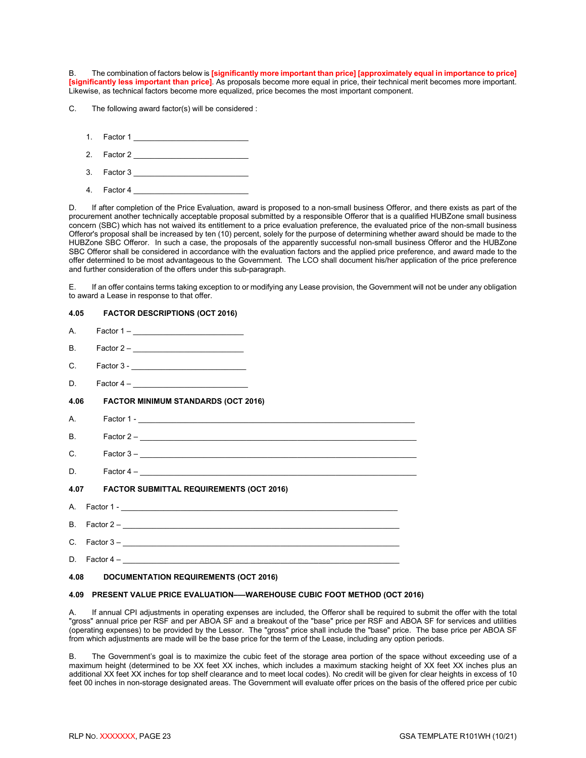B. The combination of factors below is **[significantly more important than price] [approximately equal in importance to price] [significantly less important than price]**. As proposals become more equal in price, their technical merit becomes more important. Likewise, as technical factors become more equalized, price becomes the most important component.

C. The following award factor(s) will be considered :

1. Factor 1 ___________________________
2. Factor 2 ___________________________
3. Factor 3 ___________________________
4. Factor 4 ___________________________

D. If after completion of the Price Evaluation, award is proposed to a non-small business Offeror, and there exists as part of the procurement another technically acceptable proposal submitted by a responsible Offeror that is a qualified HUBZone small business concern (SBC) which has not waived its entitlement to a price evaluation preference, the evaluated price of the non-small business Offeror's proposal shall be increased by ten (10) percent, solely for the purpose of determining whether award should be made to the HUBZone SBC Offeror. In such a case, the proposals of the apparently successful non-small business Offeror and the HUBZone SBC Offeror shall be considered in accordance with the evaluation factors and the applied price preference, and award made to the offer determined to be most advantageous to the Government. The LCO shall document his/her application of the price preference and further consideration of the offers under this sub-paragraph.

E. If an offer contains terms taking exception to or modifying any Lease provision, the Government will not be under any obligation to award a Lease in response to that offer.

### 4.05 FACTOR DESCRIPTIONS (OCT 2016)

A. Factor 1 – ___________________________

B. Factor 2 – ___________________________

C. Factor 3 - ___________________________

D. Factor 4 – ___________________________

### 4.06 FACTOR MINIMUM STANDARDS (OCT 2016)

A. Factor 1 - ___________________________________________________________________

B. Factor 2 – ___________________________________________________________________

C. Factor 3 – ___________________________________________________________________

D. Factor 4 – ___________________________________________________________________

### 4.07 FACTOR SUBMITTAL REQUIREMENTS (OCT 2016)

A. Factor 1 - ___________________________________________________________________

B. Factor 2 – ___________________________________________________________________

C. Factor 3 – ___________________________________________________________________

D. Factor 4 – ___________________________________________________________________

### 4.08 DOCUMENTATION REQUIREMENTS (OCT 2016)

### 4.09 PRESENT VALUE PRICE EVALUATION—WAREHOUSE CUBIC FOOT METHOD (OCT 2016)

A. If annual CPI adjustments in operating expenses are included, the Offeror shall be required to submit the offer with the total "gross" annual price per RSF and per ABOA SF and a breakout of the "base" price per RSF and ABOA SF for services and utilities (operating expenses) to be provided by the Lessor. The "gross" price shall include the "base" price. The base price per ABOA SF from which adjustments are made will be the base price for the term of the Lease, including any option periods.

B. The Government's goal is to maximize the cubic feet of the storage area portion of the space without exceeding use of a maximum height (determined to be XX feet XX inches, which includes a maximum stacking height of XX feet XX inches plus an additional XX feet XX inches for top shelf clearance and to meet local codes). No credit will be given for clear heights in excess of 10 feet 00 inches in non-storage designated areas. The Government will evaluate offer prices on the basis of the offered price per cubic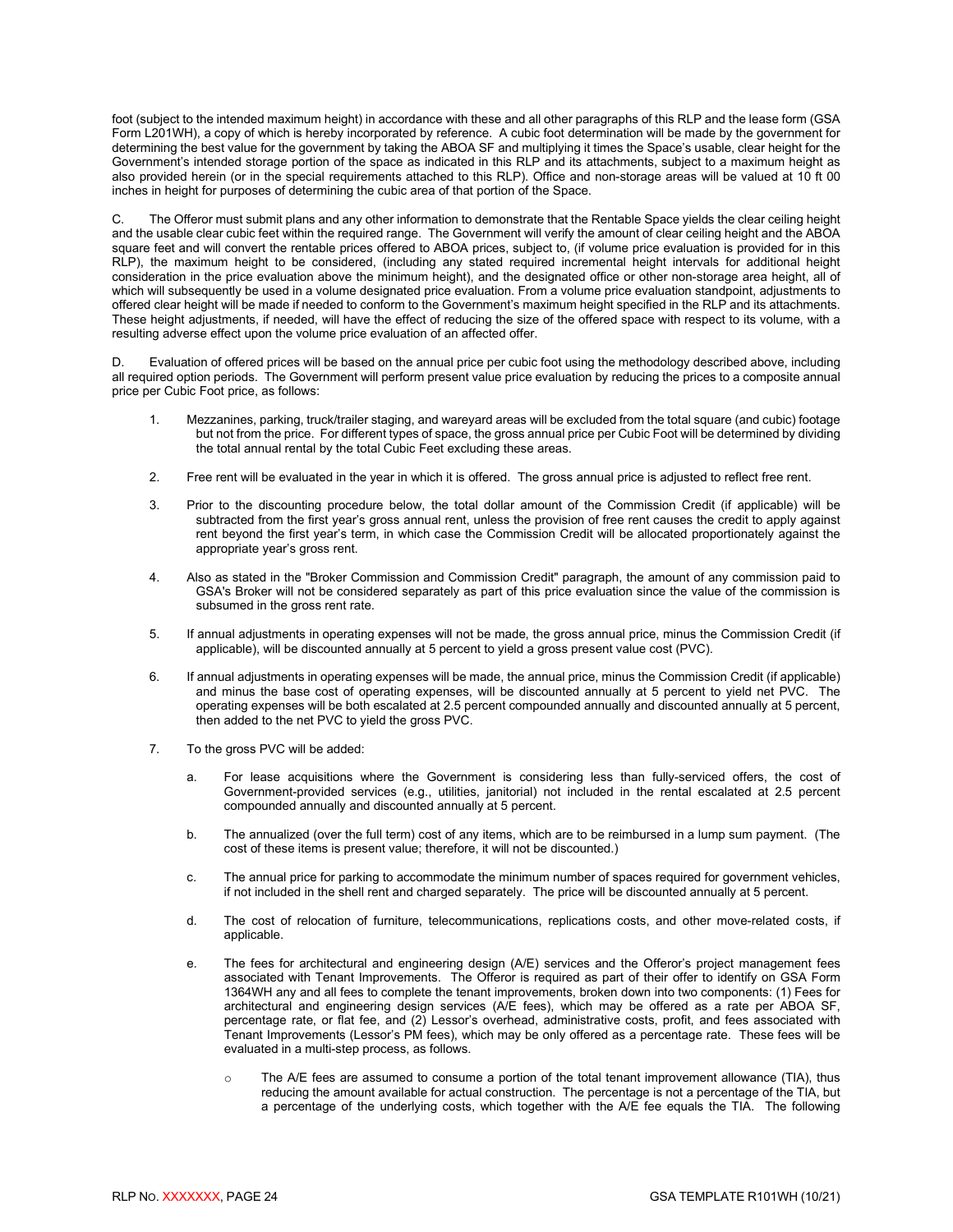foot (subject to the intended maximum height) in accordance with these and all other paragraphs of this RLP and the lease form (GSA Form L201WH), a copy of which is hereby incorporated by reference. A cubic foot determination will be made by the government for determining the best value for the government by taking the ABOA SF and multiplying it times the Space's usable, clear height for the Government's intended storage portion of the space as indicated in this RLP and its attachments, subject to a maximum height as also provided herein (or in the special requirements attached to this RLP). Office and non-storage areas will be valued at 10 ft 00 inches in height for purposes of determining the cubic area of that portion of the Space.

C. The Offeror must submit plans and any other information to demonstrate that the Rentable Space yields the clear ceiling height and the usable clear cubic feet within the required range. The Government will verify the amount of clear ceiling height and the ABOA square feet and will convert the rentable prices offered to ABOA prices, subject to, (if volume price evaluation is provided for in this RLP), the maximum height to be considered, (including any stated required incremental height intervals for additional height consideration in the price evaluation above the minimum height), and the designated office or other non-storage area height, all of which will subsequently be used in a volume designated price evaluation. From a volume price evaluation standpoint, adjustments to offered clear height will be made if needed to conform to the Government's maximum height specified in the RLP and its attachments. These height adjustments, if needed, will have the effect of reducing the size of the offered space with respect to its volume, with a resulting adverse effect upon the volume price evaluation of an affected offer.

D. Evaluation of offered prices will be based on the annual price per cubic foot using the methodology described above, including all required option periods. The Government will perform present value price evaluation by reducing the prices to a composite annual price per Cubic Foot price, as follows:

1. Mezzanines, parking, truck/trailer staging, and wareyard areas will be excluded from the total square (and cubic) footage but not from the price. For different types of space, the gross annual price per Cubic Foot will be determined by dividing the total annual rental by the total Cubic Feet excluding these areas.

2. Free rent will be evaluated in the year in which it is offered. The gross annual price is adjusted to reflect free rent.

3. Prior to the discounting procedure below, the total dollar amount of the Commission Credit (if applicable) will be subtracted from the first year's gross annual rent, unless the provision of free rent causes the credit to apply against rent beyond the first year's term, in which case the Commission Credit will be allocated proportionately against the appropriate year's gross rent.

4. Also as stated in the "Broker Commission and Commission Credit" paragraph, the amount of any commission paid to GSA's Broker will not be considered separately as part of this price evaluation since the value of the commission is subsumed in the gross rent rate.

5. If annual adjustments in operating expenses will not be made, the gross annual price, minus the Commission Credit (if applicable), will be discounted annually at 5 percent to yield a gross present value cost (PVC).

6. If annual adjustments in operating expenses will be made, the annual price, minus the Commission Credit (if applicable) and minus the base cost of operating expenses, will be discounted annually at 5 percent to yield net PVC. The operating expenses will be both escalated at 2.5 percent compounded annually and discounted annually at 5 percent, then added to the net PVC to yield the gross PVC.

7. To the gross PVC will be added:

   a. For lease acquisitions where the Government is considering less than fully-serviced offers, the cost of Government-provided services (e.g., utilities, janitorial) not included in the rental escalated at 2.5 percent compounded annually and discounted annually at 5 percent.

   b. The annualized (over the full term) cost of any items, which are to be reimbursed in a lump sum payment. (The cost of these items is present value; therefore, it will not be discounted.)

   c. The annual price for parking to accommodate the minimum number of spaces required for government vehicles, if not included in the shell rent and charged separately. The price will be discounted annually at 5 percent.

   d. The cost of relocation of furniture, telecommunications, replications costs, and other move-related costs, if applicable.

   e. The fees for architectural and engineering design (A/E) services and the Offeror's project management fees associated with Tenant Improvements. The Offeror is required as part of their offer to identify on GSA Form 1364WH any and all fees to complete the tenant improvements, broken down into two components: (1) Fees for architectural and engineering design services (A/E fees), which may be offered as a rate per ABOA SF, percentage rate, or flat fee, and (2) Lessor's overhead, administrative costs, profit, and fees associated with Tenant Improvements (Lessor's PM fees), which may be only offered as a percentage rate. These fees will be evaluated in a multi-step process, as follows.

      - The A/E fees are assumed to consume a portion of the total tenant improvement allowance (TIA), thus reducing the amount available for actual construction. The percentage is not a percentage of the TIA, but a percentage of the underlying costs, which together with the A/E fee equals the TIA. The following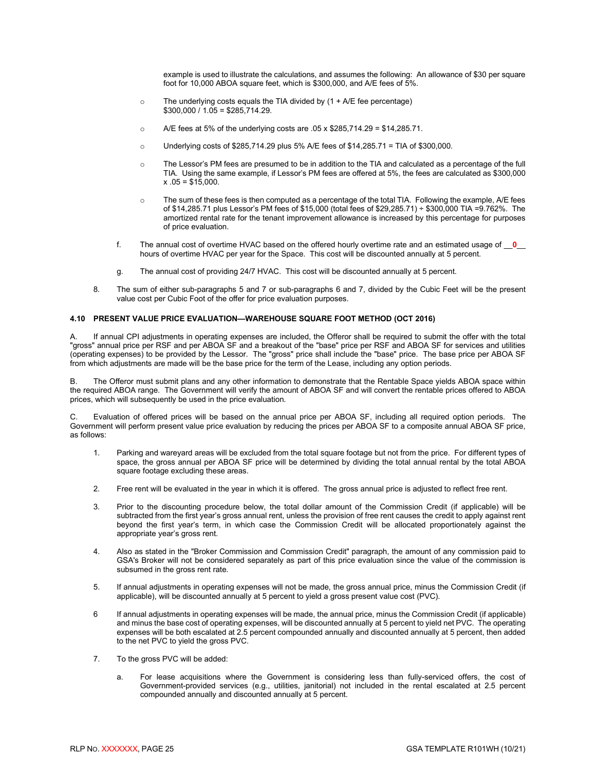example is used to illustrate the calculations, and assumes the following: An allowance of $30 per square foot for 10,000 ABOA square feet, which is $300,000, and A/E fees of 5%.

- The underlying costs equals the TIA divided by (1 + A/E fee percentage) $300,000 / 1.05 = $285,714.29.
- A/E fees at 5% of the underlying costs are .05 x $285,714.29 = $14,285.71.
- Underlying costs of $285,714.29 plus 5% A/E fees of $14,285.71 = TIA of $300,000.
- The Lessor's PM fees are presumed to be in addition to the TIA and calculated as a percentage of the full TIA. Using the same example, if Lessor's PM fees are offered at 5%, the fees are calculated as $300,000 x .05 = $15,000.
- The sum of these fees is then computed as a percentage of the total TIA. Following the example, A/E fees of $14,285.71 plus Lessor's PM fees of $15,000 (total fees of $29,285.71) ÷ $300,000 TIA =9.762%. The amortized rental rate for the tenant improvement allowance is increased by this percentage for purposes of price evaluation.

f. The annual cost of overtime HVAC based on the offered hourly overtime rate and an estimated usage of __**0**__ hours of overtime HVAC per year for the Space. This cost will be discounted annually at 5 percent.

g. The annual cost of providing 24/7 HVAC. This cost will be discounted annually at 5 percent.

8. The sum of either sub-paragraphs 5 and 7 or sub-paragraphs 6 and 7, divided by the Cubic Feet will be the present value cost per Cubic Foot of the offer for price evaluation purposes.

### 4.10 PRESENT VALUE PRICE EVALUATION—WAREHOUSE SQUARE FOOT METHOD (OCT 2016)

A. If annual CPI adjustments in operating expenses are included, the Offeror shall be required to submit the offer with the total "gross" annual price per RSF and per ABOA SF and a breakout of the "base" price per RSF and ABOA SF for services and utilities (operating expenses) to be provided by the Lessor. The "gross" price shall include the "base" price. The base price per ABOA SF from which adjustments are made will be the base price for the term of the Lease, including any option periods.

B. The Offeror must submit plans and any other information to demonstrate that the Rentable Space yields ABOA space within the required ABOA range. The Government will verify the amount of ABOA SF and will convert the rentable prices offered to ABOA prices, which will subsequently be used in the price evaluation.

C. Evaluation of offered prices will be based on the annual price per ABOA SF, including all required option periods. The Government will perform present value price evaluation by reducing the prices per ABOA SF to a composite annual ABOA SF price, as follows:

1. Parking and wareyard areas will be excluded from the total square footage but not from the price. For different types of space, the gross annual per ABOA SF price will be determined by dividing the total annual rental by the total ABOA square footage excluding these areas.

2. Free rent will be evaluated in the year in which it is offered. The gross annual price is adjusted to reflect free rent.

3. Prior to the discounting procedure below, the total dollar amount of the Commission Credit (if applicable) will be subtracted from the first year's gross annual rent, unless the provision of free rent causes the credit to apply against rent beyond the first year's term, in which case the Commission Credit will be allocated proportionately against the appropriate year's gross rent.

4. Also as stated in the "Broker Commission and Commission Credit" paragraph, the amount of any commission paid to GSA's Broker will not be considered separately as part of this price evaluation since the value of the commission is subsumed in the gross rent rate.

5. If annual adjustments in operating expenses will not be made, the gross annual price, minus the Commission Credit (if applicable), will be discounted annually at 5 percent to yield a gross present value cost (PVC).

6 If annual adjustments in operating expenses will be made, the annual price, minus the Commission Credit (if applicable) and minus the base cost of operating expenses, will be discounted annually at 5 percent to yield net PVC. The operating expenses will be both escalated at 2.5 percent compounded annually and discounted annually at 5 percent, then added to the net PVC to yield the gross PVC.

7. To the gross PVC will be added:

a. For lease acquisitions where the Government is considering less than fully-serviced offers, the cost of Government-provided services (e.g., utilities, janitorial) not included in the rental escalated at 2.5 percent compounded annually and discounted annually at 5 percent.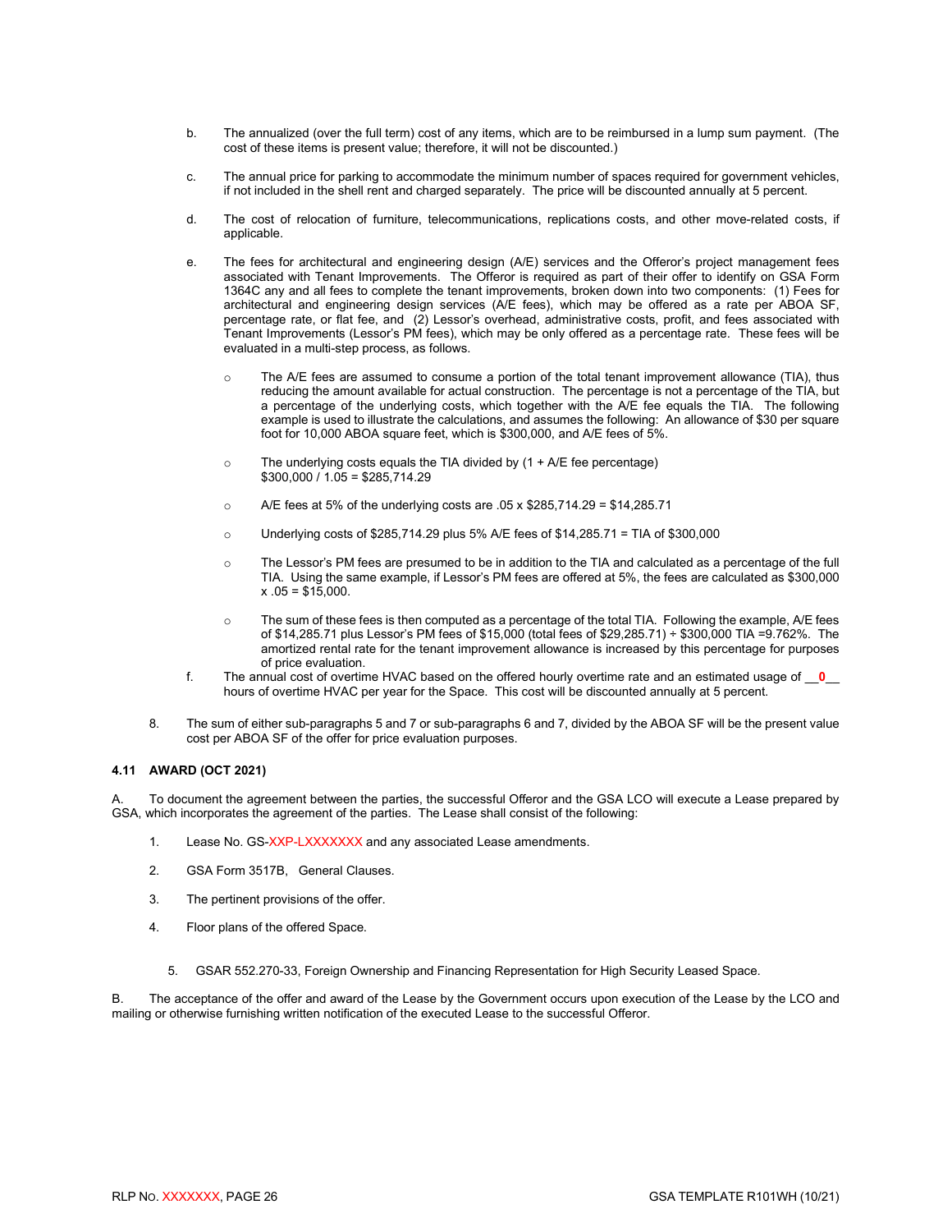b. The annualized (over the full term) cost of any items, which are to be reimbursed in a lump sum payment. (The cost of these items is present value; therefore, it will not be discounted.)

c. The annual price for parking to accommodate the minimum number of spaces required for government vehicles, if not included in the shell rent and charged separately. The price will be discounted annually at 5 percent.

d. The cost of relocation of furniture, telecommunications, replications costs, and other move-related costs, if applicable.

e. The fees for architectural and engineering design (A/E) services and the Offeror's project management fees associated with Tenant Improvements. The Offeror is required as part of their offer to identify on GSA Form 1364C any and all fees to complete the tenant improvements, broken down into two components: (1) Fees for architectural and engineering design services (A/E fees), which may be offered as a rate per ABOA SF, percentage rate, or flat fee, and (2) Lessor's overhead, administrative costs, profit, and fees associated with Tenant Improvements (Lessor's PM fees), which may be only offered as a percentage rate. These fees will be evaluated in a multi-step process, as follows.

   - The A/E fees are assumed to consume a portion of the total tenant improvement allowance (TIA), thus reducing the amount available for actual construction. The percentage is not a percentage of the TIA, but a percentage of the underlying costs, which together with the A/E fee equals the TIA. The following example is used to illustrate the calculations, and assumes the following: An allowance of $30 per square foot for 10,000 ABOA square feet, which is $300,000, and A/E fees of 5%.
   - The underlying costs equals the TIA divided by (1 + A/E fee percentage)
     $300,000 / 1.05 = $285,714.29
   - A/E fees at 5% of the underlying costs are .05 x $285,714.29 = $14,285.71
   - Underlying costs of $285,714.29 plus 5% A/E fees of $14,285.71 = TIA of $300,000
   - The Lessor's PM fees are presumed to be in addition to the TIA and calculated as a percentage of the full TIA. Using the same example, if Lessor's PM fees are offered at 5%, the fees are calculated as $300,000 x .05 = $15,000.
   - The sum of these fees is then computed as a percentage of the total TIA. Following the example, A/E fees of $14,285.71 plus Lessor's PM fees of $15,000 (total fees of $29,285.71) ÷ $300,000 TIA =9.762%. The amortized rental rate for the tenant improvement allowance is increased by this percentage for purposes of price evaluation.

f. The annual cost of overtime HVAC based on the offered hourly overtime rate and an estimated usage of __**0**__ hours of overtime HVAC per year for the Space. This cost will be discounted annually at 5 percent.

8. The sum of either sub-paragraphs 5 and 7 or sub-paragraphs 6 and 7, divided by the ABOA SF will be the present value cost per ABOA SF of the offer for price evaluation purposes.

### 4.11 AWARD (OCT 2021)

A. To document the agreement between the parties, the successful Offeror and the GSA LCO will execute a Lease prepared by GSA, which incorporates the agreement of the parties. The Lease shall consist of the following:

1. Lease No. GS-XXP-LXXXXXXX and any associated Lease amendments.
2. GSA Form 3517B, General Clauses.
3. The pertinent provisions of the offer.
4. Floor plans of the offered Space.
5. GSAR 552.270-33, Foreign Ownership and Financing Representation for High Security Leased Space.

B. The acceptance of the offer and award of the Lease by the Government occurs upon execution of the Lease by the LCO and mailing or otherwise furnishing written notification of the executed Lease to the successful Offeror.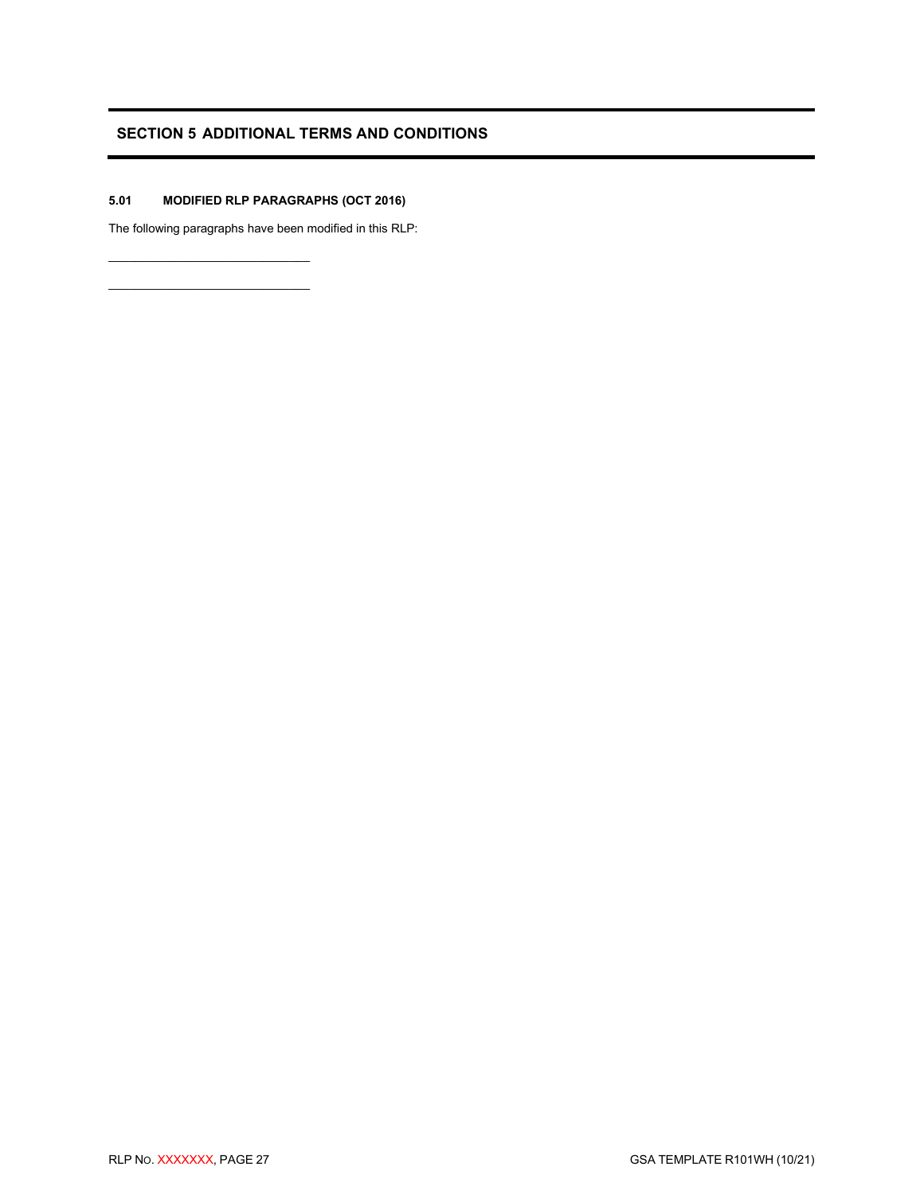# SECTION 5 ADDITIONAL TERMS AND CONDITIONS

### 5.01 MODIFIED RLP PARAGRAPHS (OCT 2016)

The following paragraphs have been modified in this RLP:

______________________________

______________________________